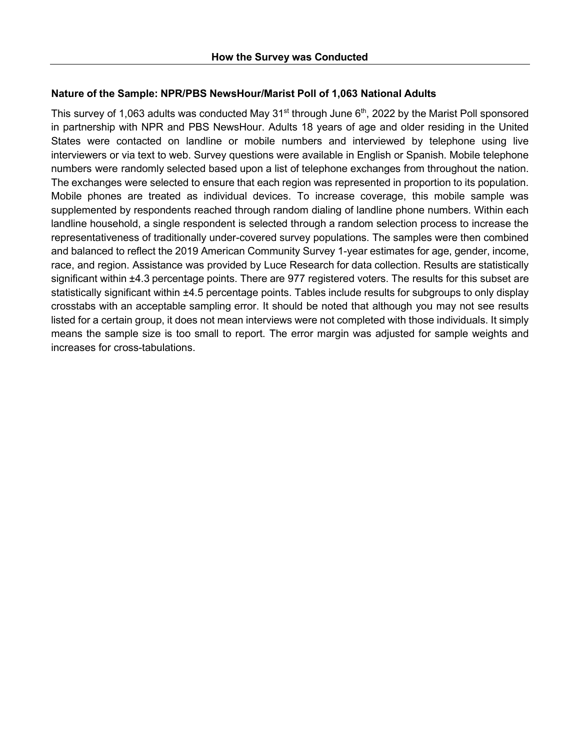## How the Survey was Conducted

### Nature of the Sample: NPR/PBS NewsHour/Marist Poll of 1,063 National Adults

This survey of 1,063 adults was conducted May 31st through June 6th, 2022 by the Marist Poll sponsored in partnership with NPR and PBS NewsHour. Adults 18 years of age and older residing in the United States were contacted on landline or mobile numbers and interviewed by telephone using live interviewers or via text to web. Survey questions were available in English or Spanish. Mobile telephone numbers were randomly selected based upon a list of telephone exchanges from throughout the nation. The exchanges were selected to ensure that each region was represented in proportion to its population. Mobile phones are treated as individual devices. To increase coverage, this mobile sample was supplemented by respondents reached through random dialing of landline phone numbers. Within each landline household, a single respondent is selected through a random selection process to increase the representativeness of traditionally under-covered survey populations. The samples were then combined and balanced to reflect the 2019 American Community Survey 1-year estimates for age, gender, income, race, and region. Assistance was provided by Luce Research for data collection. Results are statistically significant within ±4.3 percentage points. There are 977 registered voters. The results for this subset are statistically significant within ±4.5 percentage points. Tables include results for subgroups to only display crosstabs with an acceptable sampling error. It should be noted that although you may not see results listed for a certain group, it does not mean interviews were not completed with those individuals. It simply means the sample size is too small to report. The error margin was adjusted for sample weights and increases for cross-tabulations.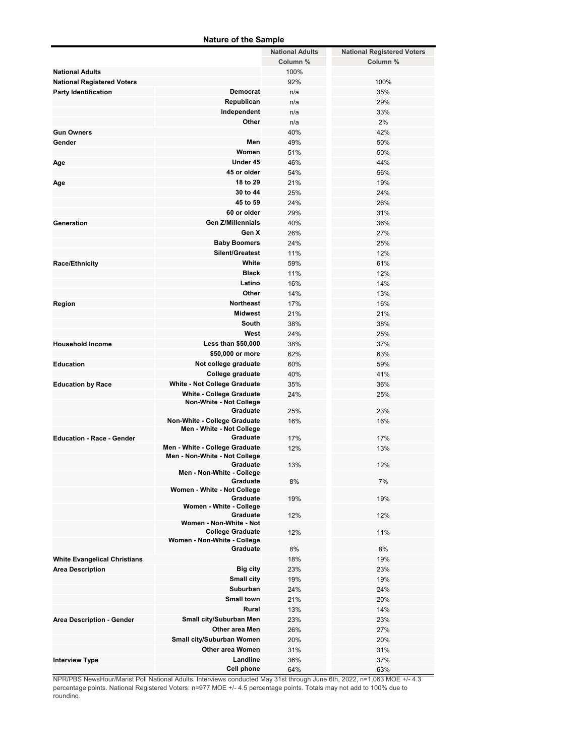## Nature of the Sample

| | | National Adults | National Registered Voters |
|---|---|---|---|
| | | Column % | Column % |
| **National Adults** | | 100% | |
| **National Registered Voters** | | 92% | 100% |
| **Party Identification** | Democrat | n/a | 35% |
| | Republican | n/a | 29% |
| | Independent | n/a | 33% |
| | Other | n/a | 2% |
| **Gun Owners** | | 40% | 42% |
| **Gender** | Men | 49% | 50% |
| | Women | 51% | 50% |
| **Age** | Under 45 | 46% | 44% |
| | 45 or older | 54% | 56% |
| **Age** | 18 to 29 | 21% | 19% |
| | 30 to 44 | 25% | 24% |
| | 45 to 59 | 24% | 26% |
| | 60 or older | 29% | 31% |
| **Generation** | Gen Z/Millennials | 40% | 36% |
| | Gen X | 26% | 27% |
| | Baby Boomers | 24% | 25% |
| | Silent/Greatest | 11% | 12% |
| **Race/Ethnicity** | White | 59% | 61% |
| | Black | 11% | 12% |
| | Latino | 16% | 14% |
| | Other | 14% | 13% |
| **Region** | Northeast | 17% | 16% |
| | Midwest | 21% | 21% |
| | South | 38% | 38% |
| | West | 24% | 25% |
| **Household Income** | Less than $50,000 | 38% | 37% |
| | $50,000 or more | 62% | 63% |
| **Education** | Not college graduate | 60% | 59% |
| | College graduate | 40% | 41% |
| **Education by Race** | White - Not College Graduate | 35% | 36% |
| | White - College Graduate | 24% | 25% |
| | Non-White - Not College Graduate | 25% | 23% |
| | Non-White - College Graduate | 16% | 16% |
| **Education - Race - Gender** | Men - White - Not College Graduate | 17% | 17% |
| | Men - White - College Graduate | 12% | 13% |
| | Men - Non-White - Not College Graduate | 13% | 12% |
| | Men - Non-White - College Graduate | 8% | 7% |
| | Women - White - Not College Graduate | 19% | 19% |
| | Women - White - College Graduate | 12% | 12% |
| | Women - Non-White - Not College Graduate | 12% | 11% |
| | Women - Non-White - College Graduate | 8% | 8% |
| **White Evangelical Christians** | | 18% | 19% |
| **Area Description** | Big city | 23% | 23% |
| | Small city | 19% | 19% |
| | Suburban | 24% | 24% |
| | Small town | 21% | 20% |
| | Rural | 13% | 14% |
| **Area Description - Gender** | Small city/Suburban Men | 23% | 23% |
| | Other area Men | 26% | 27% |
| | Small city/Suburban Women | 20% | 20% |
| | Other area Women | 31% | 31% |
| **Interview Type** | Landline | 36% | 37% |
| | Cell phone | 64% | 63% |

NPR/PBS NewsHour/Marist Poll National Adults. Interviews conducted May 31st through June 6th, 2022, n=1,063 MOE +/- 4.3 percentage points. National Registered Voters: n=977 MOE +/- 4.5 percentage points. Totals may not add to 100% due to rounding.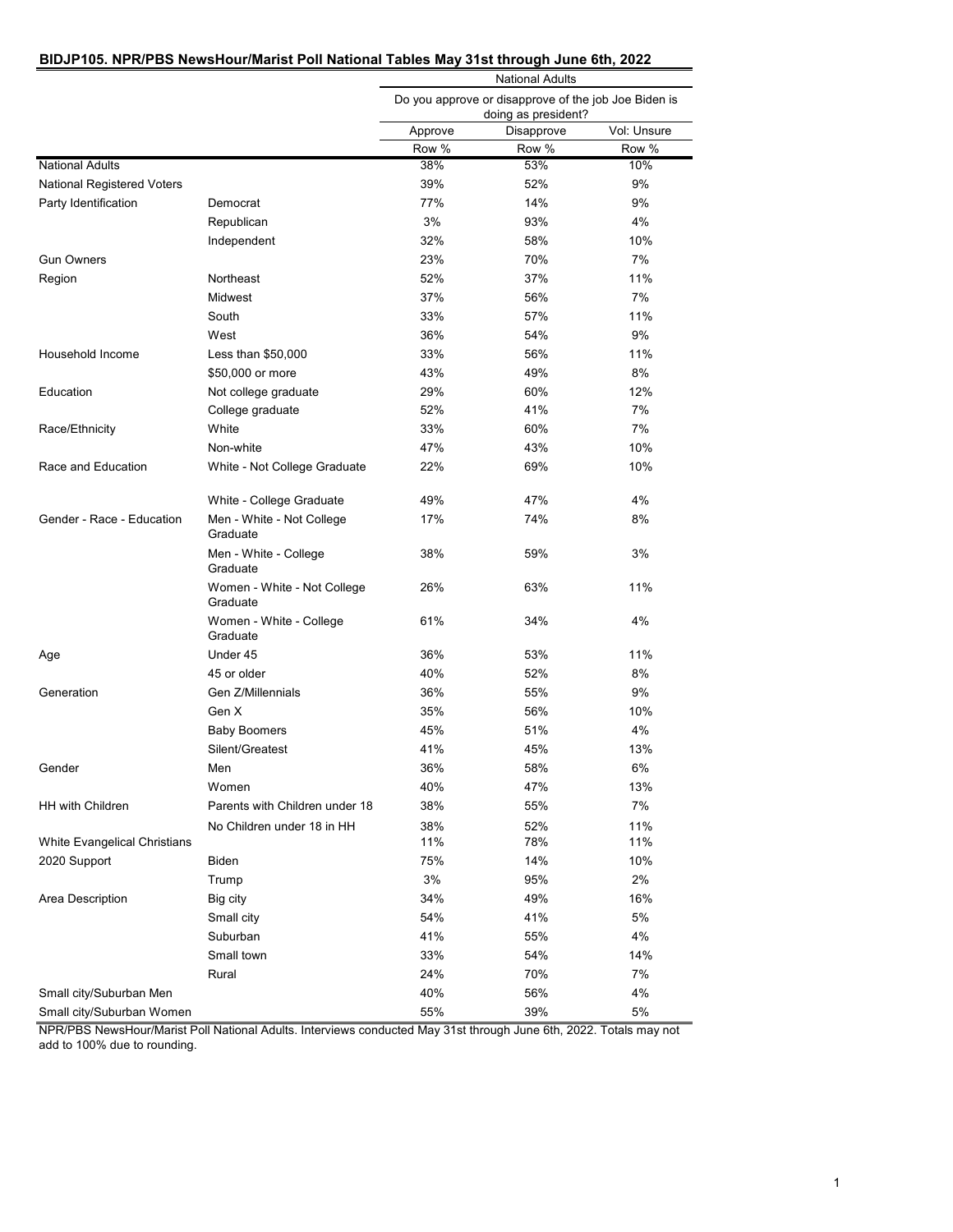**BIDJP105. NPR/PBS NewsHour/Marist Poll National Tables May 31st through June 6th, 2022**

| | | National Adults | | |
|---|---|---|---|---|
| | | Do you approve or disapprove of the job Joe Biden is doing as president? | | |
| | | Approve | Disapprove | Vol: Unsure |
| | | Row % | Row % | Row % |
| National Adults | | 38% | 53% | 10% |
| National Registered Voters | | 39% | 52% | 9% |
| Party Identification | Democrat | 77% | 14% | 9% |
| | Republican | 3% | 93% | 4% |
| | Independent | 32% | 58% | 10% |
| Gun Owners | | 23% | 70% | 7% |
| Region | Northeast | 52% | 37% | 11% |
| | Midwest | 37% | 56% | 7% |
| | South | 33% | 57% | 11% |
| | West | 36% | 54% | 9% |
| Household Income | Less than $50,000 | 33% | 56% | 11% |
| | $50,000 or more | 43% | 49% | 8% |
| Education | Not college graduate | 29% | 60% | 12% |
| | College graduate | 52% | 41% | 7% |
| Race/Ethnicity | White | 33% | 60% | 7% |
| | Non-white | 47% | 43% | 10% |
| Race and Education | White - Not College Graduate | 22% | 69% | 10% |
| | White - College Graduate | 49% | 47% | 4% |
| Gender - Race - Education | Men - White - Not College Graduate | 17% | 74% | 8% |
| | Men - White - College Graduate | 38% | 59% | 3% |
| | Women - White - Not College Graduate | 26% | 63% | 11% |
| | Women - White - College Graduate | 61% | 34% | 4% |
| Age | Under 45 | 36% | 53% | 11% |
| | 45 or older | 40% | 52% | 8% |
| Generation | Gen Z/Millennials | 36% | 55% | 9% |
| | Gen X | 35% | 56% | 10% |
| | Baby Boomers | 45% | 51% | 4% |
| | Silent/Greatest | 41% | 45% | 13% |
| Gender | Men | 36% | 58% | 6% |
| | Women | 40% | 47% | 13% |
| HH with Children | Parents with Children under 18 | 38% | 55% | 7% |
| | No Children under 18 in HH | 38% | 52% | 11% |
| White Evangelical Christians | | 11% | 78% | 11% |
| 2020 Support | Biden | 75% | 14% | 10% |
| | Trump | 3% | 95% | 2% |
| Area Description | Big city | 34% | 49% | 16% |
| | Small city | 54% | 41% | 5% |
| | Suburban | 41% | 55% | 4% |
| | Small town | 33% | 54% | 14% |
| | Rural | 24% | 70% | 7% |
| Small city/Suburban Men | | 40% | 56% | 4% |
| Small city/Suburban Women | | 55% | 39% | 5% |

NPR/PBS NewsHour/Marist Poll National Adults. Interviews conducted May 31st through June 6th, 2022. Totals may not add to 100% due to rounding.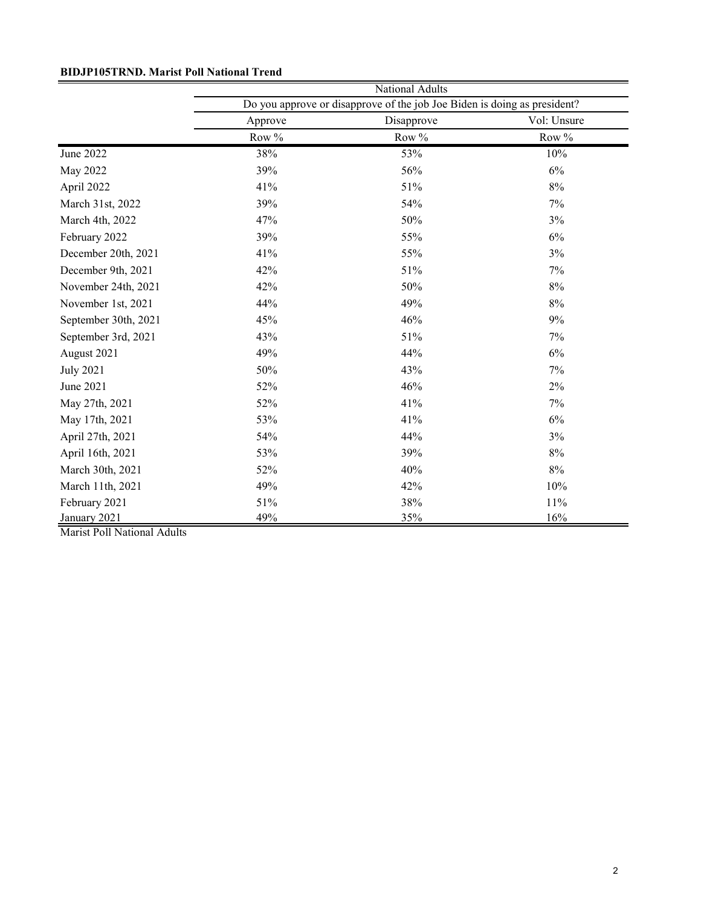**BIDJP105TRND. Marist Poll National Trend**

| | National Adults | | |
|---|---|---|---|
| | Do you approve or disapprove of the job Joe Biden is doing as president? | | |
| | Approve | Disapprove | Vol: Unsure |
| | Row % | Row % | Row % |
| June 2022 | 38% | 53% | 10% |
| May 2022 | 39% | 56% | 6% |
| April 2022 | 41% | 51% | 8% |
| March 31st, 2022 | 39% | 54% | 7% |
| March 4th, 2022 | 47% | 50% | 3% |
| February 2022 | 39% | 55% | 6% |
| December 20th, 2021 | 41% | 55% | 3% |
| December 9th, 2021 | 42% | 51% | 7% |
| November 24th, 2021 | 42% | 50% | 8% |
| November 1st, 2021 | 44% | 49% | 8% |
| September 30th, 2021 | 45% | 46% | 9% |
| September 3rd, 2021 | 43% | 51% | 7% |
| August 2021 | 49% | 44% | 6% |
| July 2021 | 50% | 43% | 7% |
| June 2021 | 52% | 46% | 2% |
| May 27th, 2021 | 52% | 41% | 7% |
| May 17th, 2021 | 53% | 41% | 6% |
| April 27th, 2021 | 54% | 44% | 3% |
| April 16th, 2021 | 53% | 39% | 8% |
| March 30th, 2021 | 52% | 40% | 8% |
| March 11th, 2021 | 49% | 42% | 10% |
| February 2021 | 51% | 38% | 11% |
| January 2021 | 49% | 35% | 16% |

Marist Poll National Adults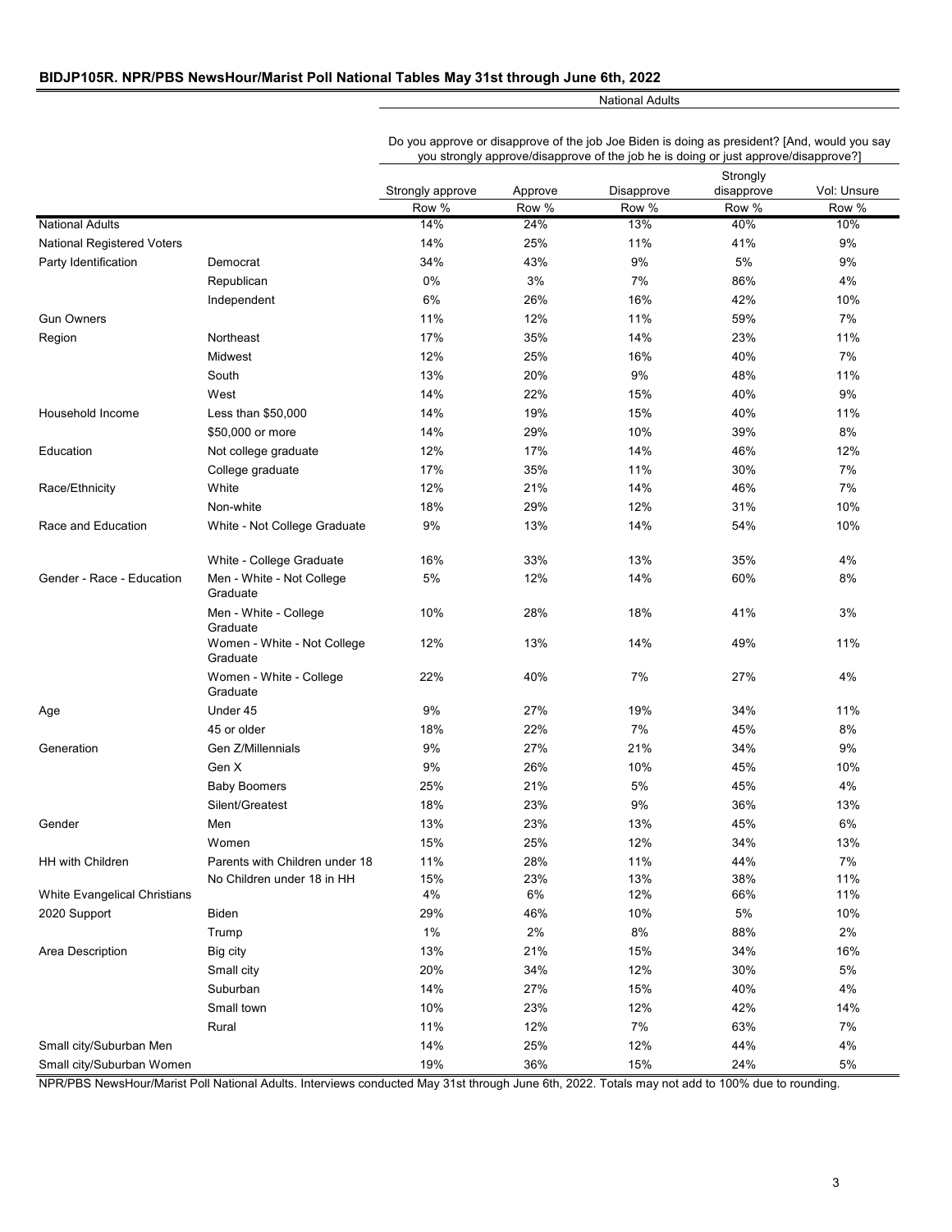**BIDJP105R. NPR/PBS NewsHour/Marist Poll National Tables May 31st through June 6th, 2022**

National Adults

| | | Do you approve or disapprove of the job Joe Biden is doing as president? [And, would you say you strongly approve/disapprove of the job he is doing or just approve/disapprove?] | | | | |
|---|---|---|---|---|---|---|
| | | Strongly approve | Approve | Disapprove | Strongly disapprove | Vol: Unsure |
| | | Row % | Row % | Row % | Row % | Row % |
| National Adults | | 14% | 24% | 13% | 40% | 10% |
| National Registered Voters | | 14% | 25% | 11% | 41% | 9% |
| Party Identification | Democrat | 34% | 43% | 9% | 5% | 9% |
| | Republican | 0% | 3% | 7% | 86% | 4% |
| | Independent | 6% | 26% | 16% | 42% | 10% |
| Gun Owners | | 11% | 12% | 11% | 59% | 7% |
| Region | Northeast | 17% | 35% | 14% | 23% | 11% |
| | Midwest | 12% | 25% | 16% | 40% | 7% |
| | South | 13% | 20% | 9% | 48% | 11% |
| | West | 14% | 22% | 15% | 40% | 9% |
| Household Income | Less than $50,000 | 14% | 19% | 15% | 40% | 11% |
| | $50,000 or more | 14% | 29% | 10% | 39% | 8% |
| Education | Not college graduate | 12% | 17% | 14% | 46% | 12% |
| | College graduate | 17% | 35% | 11% | 30% | 7% |
| Race/Ethnicity | White | 12% | 21% | 14% | 46% | 7% |
| | Non-white | 18% | 29% | 12% | 31% | 10% |
| Race and Education | White - Not College Graduate | 9% | 13% | 14% | 54% | 10% |
| | White - College Graduate | 16% | 33% | 13% | 35% | 4% |
| Gender - Race - Education | Men - White - Not College Graduate | 5% | 12% | 14% | 60% | 8% |
| | Men - White - College Graduate | 10% | 28% | 18% | 41% | 3% |
| | Women - White - Not College Graduate | 12% | 13% | 14% | 49% | 11% |
| | Women - White - College Graduate | 22% | 40% | 7% | 27% | 4% |
| Age | Under 45 | 9% | 27% | 19% | 34% | 11% |
| | 45 or older | 18% | 22% | 7% | 45% | 8% |
| Generation | Gen Z/Millennials | 9% | 27% | 21% | 34% | 9% |
| | Gen X | 9% | 26% | 10% | 45% | 10% |
| | Baby Boomers | 25% | 21% | 5% | 45% | 4% |
| | Silent/Greatest | 18% | 23% | 9% | 36% | 13% |
| Gender | Men | 13% | 23% | 13% | 45% | 6% |
| | Women | 15% | 25% | 12% | 34% | 13% |
| HH with Children | Parents with Children under 18 | 11% | 28% | 11% | 44% | 7% |
| | No Children under 18 in HH | 15% | 23% | 13% | 38% | 11% |
| White Evangelical Christians | | 4% | 6% | 12% | 66% | 11% |
| 2020 Support | Biden | 29% | 46% | 10% | 5% | 10% |
| | Trump | 1% | 2% | 8% | 88% | 2% |
| Area Description | Big city | 13% | 21% | 15% | 34% | 16% |
| | Small city | 20% | 34% | 12% | 30% | 5% |
| | Suburban | 14% | 27% | 15% | 40% | 4% |
| | Small town | 10% | 23% | 12% | 42% | 14% |
| | Rural | 11% | 12% | 7% | 63% | 7% |
| Small city/Suburban Men | | 14% | 25% | 12% | 44% | 4% |
| Small city/Suburban Women | | 19% | 36% | 15% | 24% | 5% |

NPR/PBS NewsHour/Marist Poll National Adults. Interviews conducted May 31st through June 6th, 2022. Totals may not add to 100% due to rounding.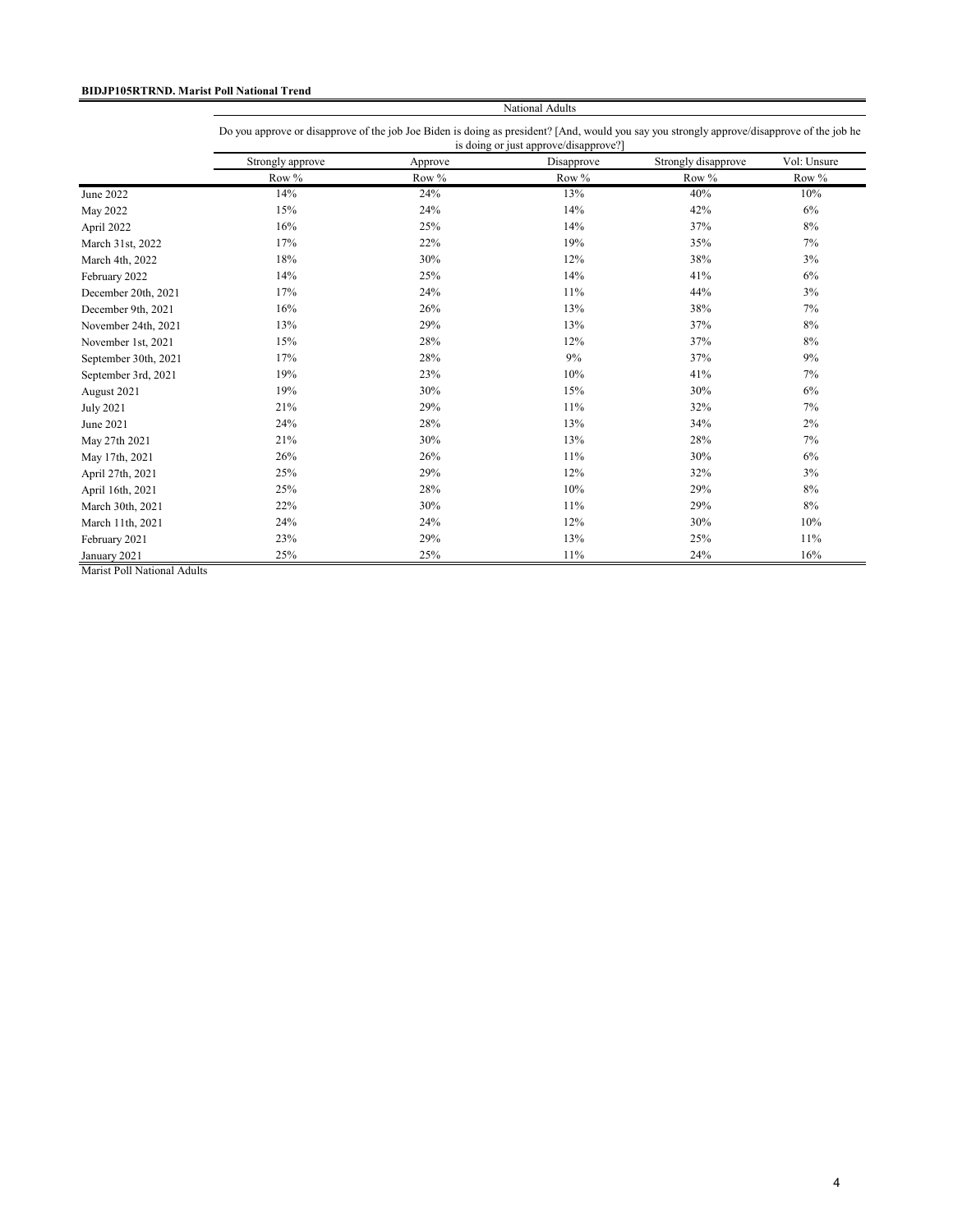**BIDJP105RTRND. Marist Poll National Trend**

| | National Adults | | | | |
|---|---|---|---|---|---|
| | Do you approve or disapprove of the job Joe Biden is doing as president? [And, would you say you strongly approve/disapprove of the job he is doing or just approve/disapprove?] | | | | |
| | Strongly approve | Approve | Disapprove | Strongly disapprove | Vol: Unsure |
| | Row % | Row % | Row % | Row % | Row % |
| June 2022 | 14% | 24% | 13% | 40% | 10% |
| May 2022 | 15% | 24% | 14% | 42% | 6% |
| April 2022 | 16% | 25% | 14% | 37% | 8% |
| March 31st, 2022 | 17% | 22% | 19% | 35% | 7% |
| March 4th, 2022 | 18% | 30% | 12% | 38% | 3% |
| February 2022 | 14% | 25% | 14% | 41% | 6% |
| December 20th, 2021 | 17% | 24% | 11% | 44% | 3% |
| December 9th, 2021 | 16% | 26% | 13% | 38% | 7% |
| November 24th, 2021 | 13% | 29% | 13% | 37% | 8% |
| November 1st, 2021 | 15% | 28% | 12% | 37% | 8% |
| September 30th, 2021 | 17% | 28% | 9% | 37% | 9% |
| September 3rd, 2021 | 19% | 23% | 10% | 41% | 7% |
| August 2021 | 19% | 30% | 15% | 30% | 6% |
| July 2021 | 21% | 29% | 11% | 32% | 7% |
| June 2021 | 24% | 28% | 13% | 34% | 2% |
| May 27th 2021 | 21% | 30% | 13% | 28% | 7% |
| May 17th, 2021 | 26% | 26% | 11% | 30% | 6% |
| April 27th, 2021 | 25% | 29% | 12% | 32% | 3% |
| April 16th, 2021 | 25% | 28% | 10% | 29% | 8% |
| March 30th, 2021 | 22% | 30% | 11% | 29% | 8% |
| March 11th, 2021 | 24% | 24% | 12% | 30% | 10% |
| February 2021 | 23% | 29% | 13% | 25% | 11% |
| January 2021 | 25% | 25% | 11% | 24% | 16% |

Marist Poll National Adults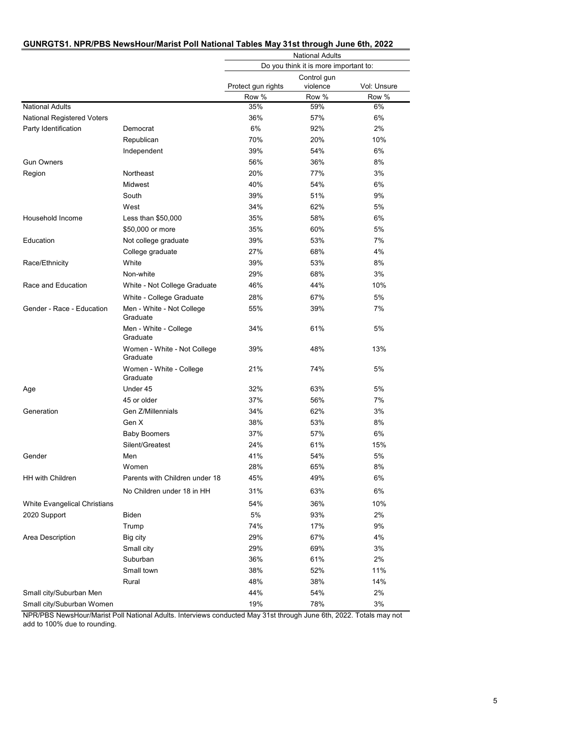## GUNRGTS1. NPR/PBS NewsHour/Marist Poll National Tables May 31st through June 6th, 2022

| | | National Adults | | |
|---|---|---|---|---|
| | | Do you think it is more important to: | | |
| | | Protect gun rights | Control gun violence | Vol: Unsure |
| | | Row % | Row % | Row % |
| National Adults | | 35% | 59% | 6% |
| National Registered Voters | | 36% | 57% | 6% |
| Party Identification | Democrat | 6% | 92% | 2% |
| | Republican | 70% | 20% | 10% |
| | Independent | 39% | 54% | 6% |
| Gun Owners | | 56% | 36% | 8% |
| Region | Northeast | 20% | 77% | 3% |
| | Midwest | 40% | 54% | 6% |
| | South | 39% | 51% | 9% |
| | West | 34% | 62% | 5% |
| Household Income | Less than $50,000 | 35% | 58% | 6% |
| | $50,000 or more | 35% | 60% | 5% |
| Education | Not college graduate | 39% | 53% | 7% |
| | College graduate | 27% | 68% | 4% |
| Race/Ethnicity | White | 39% | 53% | 8% |
| | Non-white | 29% | 68% | 3% |
| Race and Education | White - Not College Graduate | 46% | 44% | 10% |
| | White - College Graduate | 28% | 67% | 5% |
| Gender - Race - Education | Men - White - Not College Graduate | 55% | 39% | 7% |
| | Men - White - College Graduate | 34% | 61% | 5% |
| | Women - White - Not College Graduate | 39% | 48% | 13% |
| | Women - White - College Graduate | 21% | 74% | 5% |
| Age | Under 45 | 32% | 63% | 5% |
| | 45 or older | 37% | 56% | 7% |
| Generation | Gen Z/Millennials | 34% | 62% | 3% |
| | Gen X | 38% | 53% | 8% |
| | Baby Boomers | 37% | 57% | 6% |
| | Silent/Greatest | 24% | 61% | 15% |
| Gender | Men | 41% | 54% | 5% |
| | Women | 28% | 65% | 8% |
| HH with Children | Parents with Children under 18 | 45% | 49% | 6% |
| | No Children under 18 in HH | 31% | 63% | 6% |
| White Evangelical Christians | | 54% | 36% | 10% |
| 2020 Support | Biden | 5% | 93% | 2% |
| | Trump | 74% | 17% | 9% |
| Area Description | Big city | 29% | 67% | 4% |
| | Small city | 29% | 69% | 3% |
| | Suburban | 36% | 61% | 2% |
| | Small town | 38% | 52% | 11% |
| | Rural | 48% | 38% | 14% |
| Small city/Suburban Men | | 44% | 54% | 2% |
| Small city/Suburban Women | | 19% | 78% | 3% |

NPR/PBS NewsHour/Marist Poll National Adults. Interviews conducted May 31st through June 6th, 2022. Totals may not add to 100% due to rounding.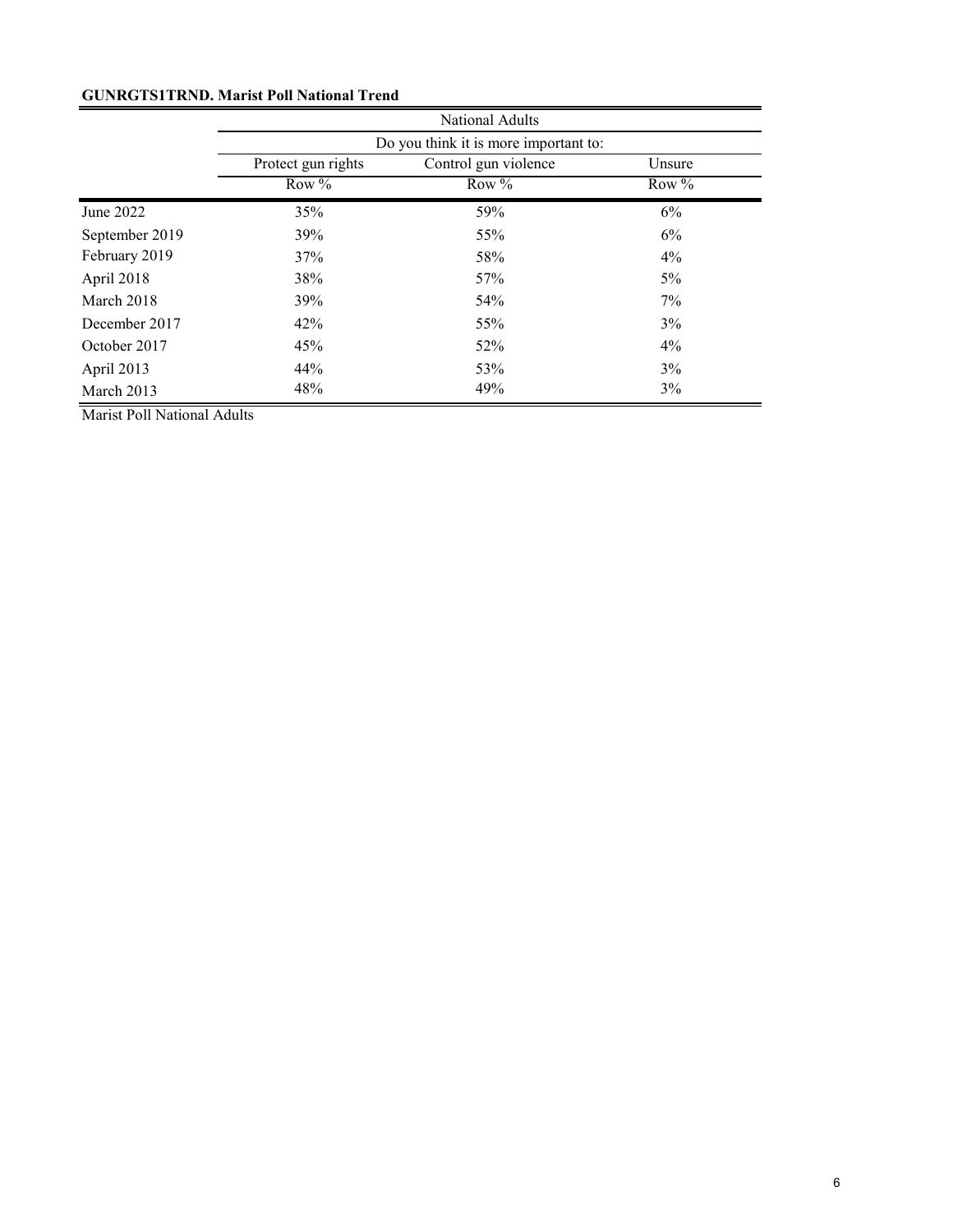**GUNRGTS1TRND. Marist Poll National Trend**

| | National Adults | | |
|---|---|---|---|
| | Do you think it is more important to: | | |
| | Protect gun rights | Control gun violence | Unsure |
| | Row % | Row % | Row % |
| June 2022 | 35% | 59% | 6% |
| September 2019 | 39% | 55% | 6% |
| February 2019 | 37% | 58% | 4% |
| April 2018 | 38% | 57% | 5% |
| March 2018 | 39% | 54% | 7% |
| December 2017 | 42% | 55% | 3% |
| October 2017 | 45% | 52% | 4% |
| April 2013 | 44% | 53% | 3% |
| March 2013 | 48% | 49% | 3% |

Marist Poll National Adults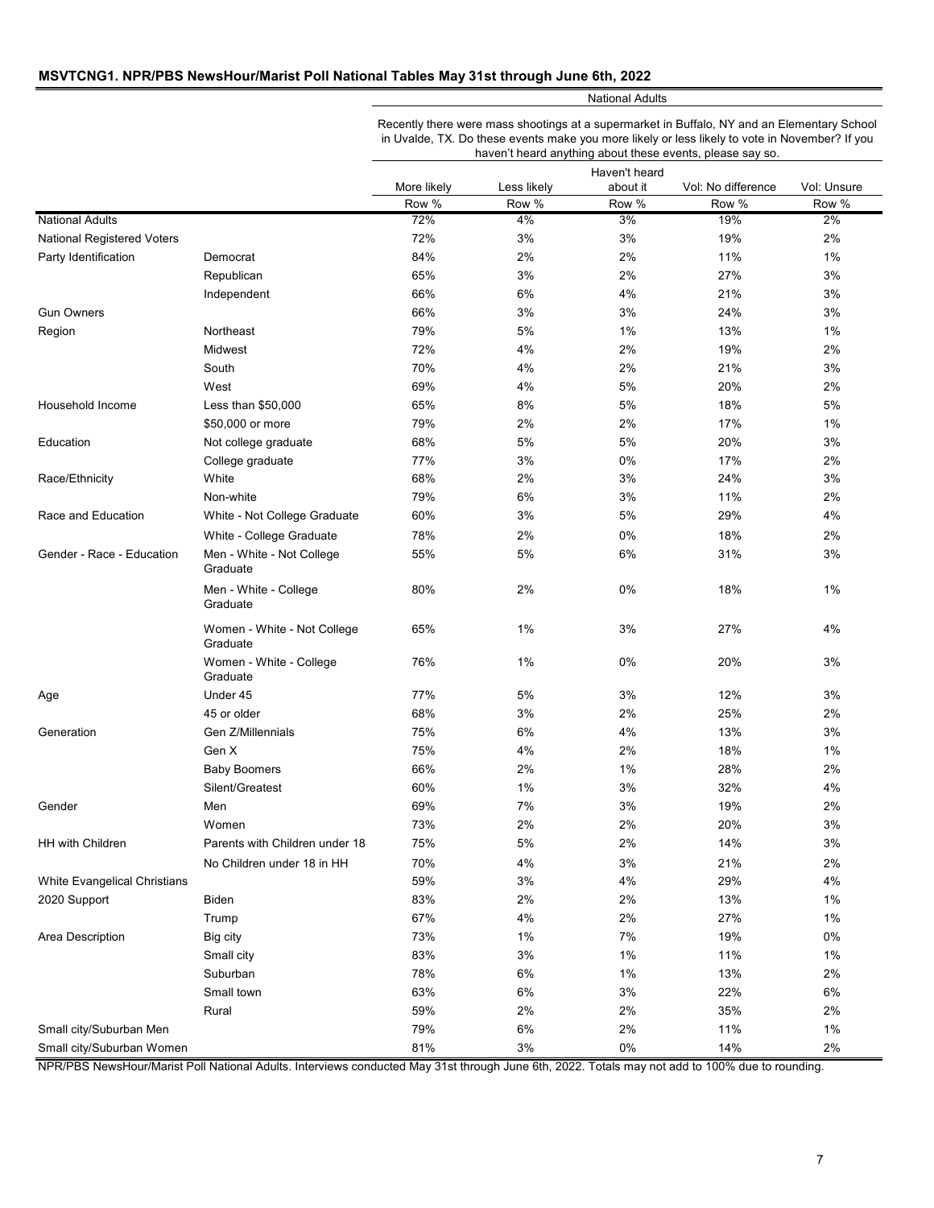**MSVTCNG1. NPR/PBS NewsHour/Marist Poll National Tables May 31st through June 6th, 2022**

| | | National Adults | | | | |
|---|---|---|---|---|---|---|
| | | Recently there were mass shootings at a supermarket in Buffalo, NY and an Elementary School in Uvalde, TX. Do these events make you more likely or less likely to vote in November? If you haven't heard anything about these events, please say so. | | | | |
| | | More likely | Less likely | Haven't heard about it | Vol: No difference | Vol: Unsure |
| | | Row % | Row % | Row % | Row % | Row % |
| National Adults | | 72% | 4% | 3% | 19% | 2% |
| National Registered Voters | | 72% | 3% | 3% | 19% | 2% |
| Party Identification | Democrat | 84% | 2% | 2% | 11% | 1% |
| | Republican | 65% | 3% | 2% | 27% | 3% |
| | Independent | 66% | 6% | 4% | 21% | 3% |
| Gun Owners | | 66% | 3% | 3% | 24% | 3% |
| Region | Northeast | 79% | 5% | 1% | 13% | 1% |
| | Midwest | 72% | 4% | 2% | 19% | 2% |
| | South | 70% | 4% | 2% | 21% | 3% |
| | West | 69% | 4% | 5% | 20% | 2% |
| Household Income | Less than $50,000 | 65% | 8% | 5% | 18% | 5% |
| | $50,000 or more | 79% | 2% | 2% | 17% | 1% |
| Education | Not college graduate | 68% | 5% | 5% | 20% | 3% |
| | College graduate | 77% | 3% | 0% | 17% | 2% |
| Race/Ethnicity | White | 68% | 2% | 3% | 24% | 3% |
| | Non-white | 79% | 6% | 3% | 11% | 2% |
| Race and Education | White - Not College Graduate | 60% | 3% | 5% | 29% | 4% |
| | White - College Graduate | 78% | 2% | 0% | 18% | 2% |
| Gender - Race - Education | Men - White - Not College Graduate | 55% | 5% | 6% | 31% | 3% |
| | Men - White - College Graduate | 80% | 2% | 0% | 18% | 1% |
| | Women - White - Not College Graduate | 65% | 1% | 3% | 27% | 4% |
| | Women - White - College Graduate | 76% | 1% | 0% | 20% | 3% |
| Age | Under 45 | 77% | 5% | 3% | 12% | 3% |
| | 45 or older | 68% | 3% | 2% | 25% | 2% |
| Generation | Gen Z/Millennials | 75% | 6% | 4% | 13% | 3% |
| | Gen X | 75% | 4% | 2% | 18% | 1% |
| | Baby Boomers | 66% | 2% | 1% | 28% | 2% |
| | Silent/Greatest | 60% | 1% | 3% | 32% | 4% |
| Gender | Men | 69% | 7% | 3% | 19% | 2% |
| | Women | 73% | 2% | 2% | 20% | 3% |
| HH with Children | Parents with Children under 18 | 75% | 5% | 2% | 14% | 3% |
| | No Children under 18 in HH | 70% | 4% | 3% | 21% | 2% |
| White Evangelical Christians | | 59% | 3% | 4% | 29% | 4% |
| 2020 Support | Biden | 83% | 2% | 2% | 13% | 1% |
| | Trump | 67% | 4% | 2% | 27% | 1% |
| Area Description | Big city | 73% | 1% | 7% | 19% | 0% |
| | Small city | 83% | 3% | 1% | 11% | 1% |
| | Suburban | 78% | 6% | 1% | 13% | 2% |
| | Small town | 63% | 6% | 3% | 22% | 6% |
| | Rural | 59% | 2% | 2% | 35% | 2% |
| Small city/Suburban Men | | 79% | 6% | 2% | 11% | 1% |
| Small city/Suburban Women | | 81% | 3% | 0% | 14% | 2% |

NPR/PBS NewsHour/Marist Poll National Adults. Interviews conducted May 31st through June 6th, 2022. Totals may not add to 100% due to rounding.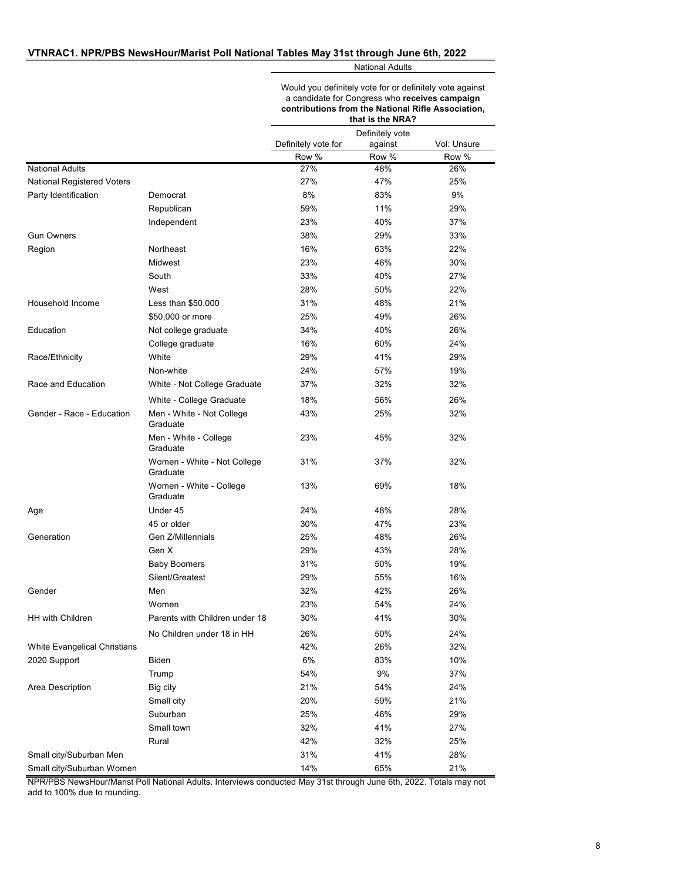## VTNRAC1. NPR/PBS NewsHour/Marist Poll National Tables May 31st through June 6th, 2022

| | | National Adults | | |
|---|---|---|---|---|
| | | Would you definitely vote for or definitely vote against a candidate for Congress who **receives campaign contributions from the National Rifle Association, that is the NRA?** | | |
| | | Definitely vote for | Definitely vote against | Vol: Unsure |
| | | Row % | Row % | Row % |
| National Adults | | 27% | 48% | 26% |
| National Registered Voters | | 27% | 47% | 25% |
| Party Identification | Democrat | 8% | 83% | 9% |
| | Republican | 59% | 11% | 29% |
| | Independent | 23% | 40% | 37% |
| Gun Owners | | 38% | 29% | 33% |
| Region | Northeast | 16% | 63% | 22% |
| | Midwest | 23% | 46% | 30% |
| | South | 33% | 40% | 27% |
| | West | 28% | 50% | 22% |
| Household Income | Less than $50,000 | 31% | 48% | 21% |
| | $50,000 or more | 25% | 49% | 26% |
| Education | Not college graduate | 34% | 40% | 26% |
| | College graduate | 16% | 60% | 24% |
| Race/Ethnicity | White | 29% | 41% | 29% |
| | Non-white | 24% | 57% | 19% |
| Race and Education | White - Not College Graduate | 37% | 32% | 32% |
| | White - College Graduate | 18% | 56% | 26% |
| Gender - Race - Education | Men - White - Not College Graduate | 43% | 25% | 32% |
| | Men - White - College Graduate | 23% | 45% | 32% |
| | Women - White - Not College Graduate | 31% | 37% | 32% |
| | Women - White - College Graduate | 13% | 69% | 18% |
| Age | Under 45 | 24% | 48% | 28% |
| | 45 or older | 30% | 47% | 23% |
| Generation | Gen Z/Millennials | 25% | 48% | 26% |
| | Gen X | 29% | 43% | 28% |
| | Baby Boomers | 31% | 50% | 19% |
| | Silent/Greatest | 29% | 55% | 16% |
| Gender | Men | 32% | 42% | 26% |
| | Women | 23% | 54% | 24% |
| HH with Children | Parents with Children under 18 | 30% | 41% | 30% |
| | No Children under 18 in HH | 26% | 50% | 24% |
| White Evangelical Christians | | 42% | 26% | 32% |
| 2020 Support | Biden | 6% | 83% | 10% |
| | Trump | 54% | 9% | 37% |
| Area Description | Big city | 21% | 54% | 24% |
| | Small city | 20% | 59% | 21% |
| | Suburban | 25% | 46% | 29% |
| | Small town | 32% | 41% | 27% |
| | Rural | 42% | 32% | 25% |
| Small city/Suburban Men | | 31% | 41% | 28% |
| Small city/Suburban Women | | 14% | 65% | 21% |

NPR/PBS NewsHour/Marist Poll National Adults. Interviews conducted May 31st through June 6th, 2022. Totals may not add to 100% due to rounding.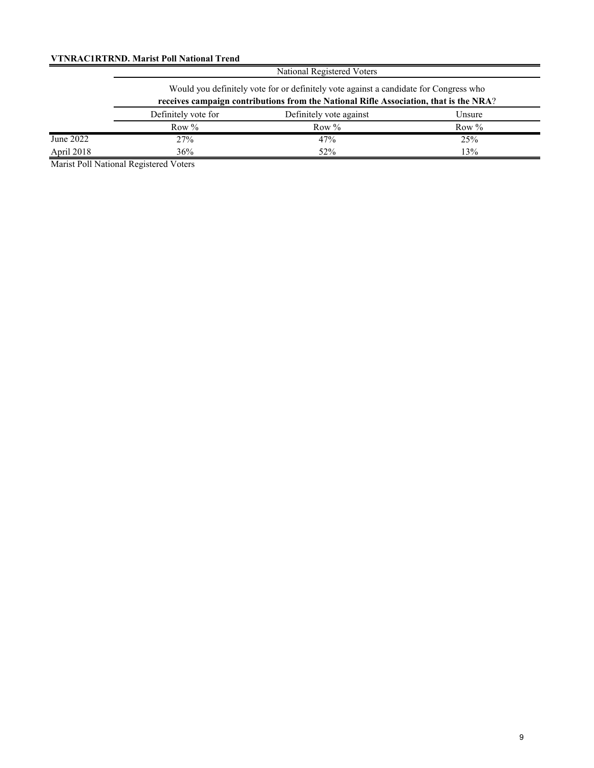**VTNRAC1RTRND. Marist Poll National Trend**

| | National Registered Voters | | |
|---|---|---|---|
| | Would you definitely vote for or definitely vote against a candidate for Congress who **receives campaign contributions from the National Rifle Association, that is the NRA**? | | |
| | Definitely vote for | Definitely vote against | Unsure |
| | Row % | Row % | Row % |
| June 2022 | 27% | 47% | 25% |
| April 2018 | 36% | 52% | 13% |

Marist Poll National Registered Voters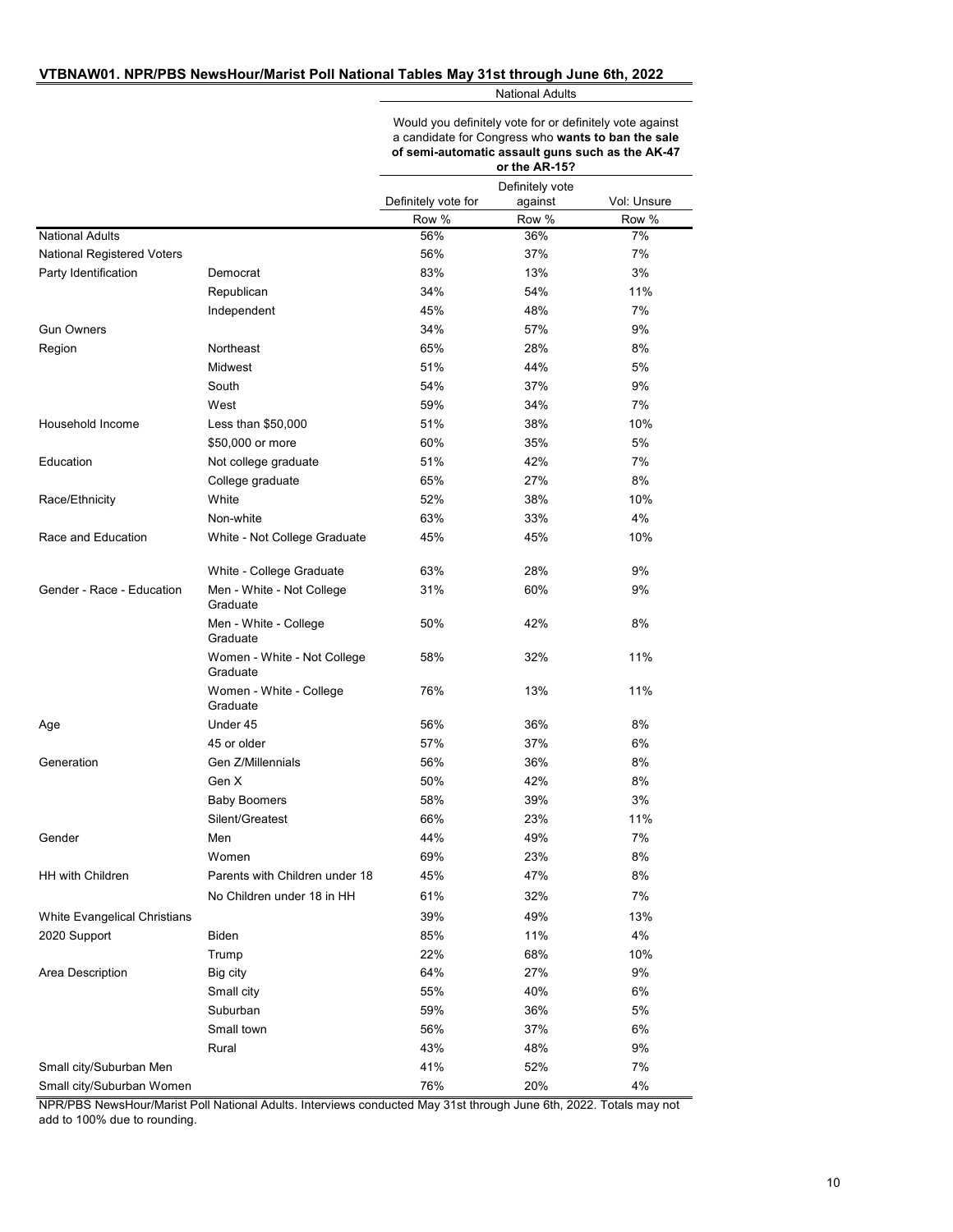**VTBNAW01. NPR/PBS NewsHour/Marist Poll National Tables May 31st through June 6th, 2022**

| | | National Adults | | |
|---|---|---|---|---|
| | | Would you definitely vote for or definitely vote against a candidate for Congress who **wants to ban the sale of semi-automatic assault guns such as the AK-47 or the AR-15?** | | |
| | | Definitely vote for | Definitely vote against | Vol: Unsure |
| | | Row % | Row % | Row % |
| National Adults | | 56% | 36% | 7% |
| National Registered Voters | | 56% | 37% | 7% |
| Party Identification | Democrat | 83% | 13% | 3% |
| | Republican | 34% | 54% | 11% |
| | Independent | 45% | 48% | 7% |
| Gun Owners | | 34% | 57% | 9% |
| Region | Northeast | 65% | 28% | 8% |
| | Midwest | 51% | 44% | 5% |
| | South | 54% | 37% | 9% |
| | West | 59% | 34% | 7% |
| Household Income | Less than $50,000 | 51% | 38% | 10% |
| | $50,000 or more | 60% | 35% | 5% |
| Education | Not college graduate | 51% | 42% | 7% |
| | College graduate | 65% | 27% | 8% |
| Race/Ethnicity | White | 52% | 38% | 10% |
| | Non-white | 63% | 33% | 4% |
| Race and Education | White - Not College Graduate | 45% | 45% | 10% |
| | White - College Graduate | 63% | 28% | 9% |
| Gender - Race - Education | Men - White - Not College Graduate | 31% | 60% | 9% |
| | Men - White - College Graduate | 50% | 42% | 8% |
| | Women - White - Not College Graduate | 58% | 32% | 11% |
| | Women - White - College Graduate | 76% | 13% | 11% |
| Age | Under 45 | 56% | 36% | 8% |
| | 45 or older | 57% | 37% | 6% |
| Generation | Gen Z/Millennials | 56% | 36% | 8% |
| | Gen X | 50% | 42% | 8% |
| | Baby Boomers | 58% | 39% | 3% |
| | Silent/Greatest | 66% | 23% | 11% |
| Gender | Men | 44% | 49% | 7% |
| | Women | 69% | 23% | 8% |
| HH with Children | Parents with Children under 18 | 45% | 47% | 8% |
| | No Children under 18 in HH | 61% | 32% | 7% |
| White Evangelical Christians | | 39% | 49% | 13% |
| 2020 Support | Biden | 85% | 11% | 4% |
| | Trump | 22% | 68% | 10% |
| Area Description | Big city | 64% | 27% | 9% |
| | Small city | 55% | 40% | 6% |
| | Suburban | 59% | 36% | 5% |
| | Small town | 56% | 37% | 6% |
| | Rural | 43% | 48% | 9% |
| Small city/Suburban Men | | 41% | 52% | 7% |
| Small city/Suburban Women | | 76% | 20% | 4% |

NPR/PBS NewsHour/Marist Poll National Adults. Interviews conducted May 31st through June 6th, 2022. Totals may not add to 100% due to rounding.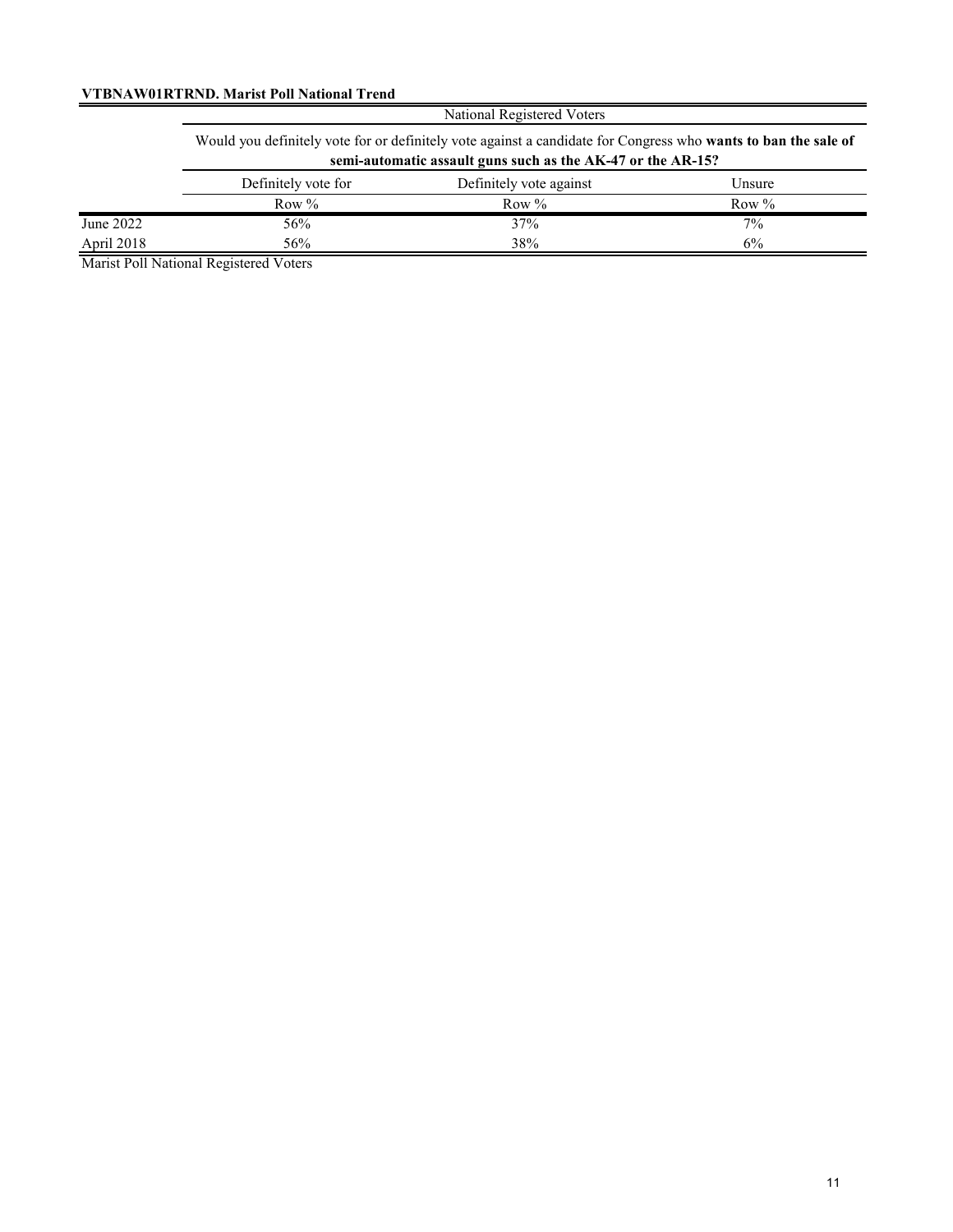**VTBNAW01RTRND. Marist Poll National Trend**

| | National Registered Voters | | |
|---|---|---|---|
| | Would you definitely vote for or definitely vote against a candidate for Congress who **wants to ban the sale of semi-automatic assault guns such as the AK-47 or the AR-15?** | | |
| | Definitely vote for | Definitely vote against | Unsure |
| | Row % | Row % | Row % |
| June 2022 | 56% | 37% | 7% |
| April 2018 | 56% | 38% | 6% |

Marist Poll National Registered Voters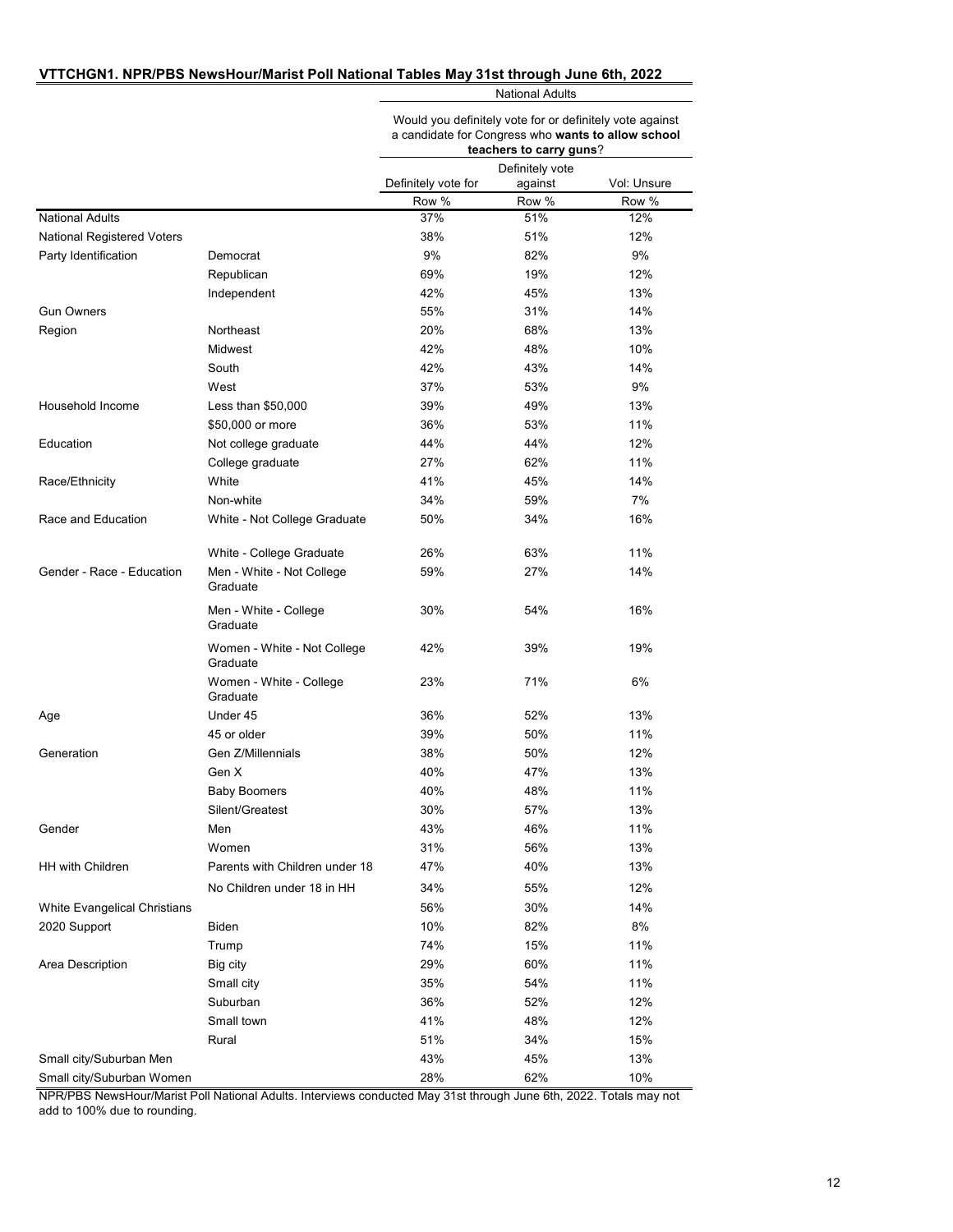## VTTCHGN1. NPR/PBS NewsHour/Marist Poll National Tables May 31st through June 6th, 2022

| | | National Adults | | |
|---|---|---|---|---|
| | | Would you definitely vote for or definitely vote against a candidate for Congress who **wants to allow school teachers to carry guns**? | | |
| | | Definitely vote for | Definitely vote against | Vol: Unsure |
| | | Row % | Row % | Row % |
| National Adults | | 37% | 51% | 12% |
| National Registered Voters | | 38% | 51% | 12% |
| Party Identification | Democrat | 9% | 82% | 9% |
| | Republican | 69% | 19% | 12% |
| | Independent | 42% | 45% | 13% |
| Gun Owners | | 55% | 31% | 14% |
| Region | Northeast | 20% | 68% | 13% |
| | Midwest | 42% | 48% | 10% |
| | South | 42% | 43% | 14% |
| | West | 37% | 53% | 9% |
| Household Income | Less than $50,000 | 39% | 49% | 13% |
| | $50,000 or more | 36% | 53% | 11% |
| Education | Not college graduate | 44% | 44% | 12% |
| | College graduate | 27% | 62% | 11% |
| Race/Ethnicity | White | 41% | 45% | 14% |
| | Non-white | 34% | 59% | 7% |
| Race and Education | White - Not College Graduate | 50% | 34% | 16% |
| | White - College Graduate | 26% | 63% | 11% |
| Gender - Race - Education | Men - White - Not College Graduate | 59% | 27% | 14% |
| | Men - White - College Graduate | 30% | 54% | 16% |
| | Women - White - Not College Graduate | 42% | 39% | 19% |
| | Women - White - College Graduate | 23% | 71% | 6% |
| Age | Under 45 | 36% | 52% | 13% |
| | 45 or older | 39% | 50% | 11% |
| Generation | Gen Z/Millennials | 38% | 50% | 12% |
| | Gen X | 40% | 47% | 13% |
| | Baby Boomers | 40% | 48% | 11% |
| | Silent/Greatest | 30% | 57% | 13% |
| Gender | Men | 43% | 46% | 11% |
| | Women | 31% | 56% | 13% |
| HH with Children | Parents with Children under 18 | 47% | 40% | 13% |
| | No Children under 18 in HH | 34% | 55% | 12% |
| White Evangelical Christians | | 56% | 30% | 14% |
| 2020 Support | Biden | 10% | 82% | 8% |
| | Trump | 74% | 15% | 11% |
| Area Description | Big city | 29% | 60% | 11% |
| | Small city | 35% | 54% | 11% |
| | Suburban | 36% | 52% | 12% |
| | Small town | 41% | 48% | 12% |
| | Rural | 51% | 34% | 15% |
| Small city/Suburban Men | | 43% | 45% | 13% |
| Small city/Suburban Women | | 28% | 62% | 10% |

NPR/PBS NewsHour/Marist Poll National Adults. Interviews conducted May 31st through June 6th, 2022. Totals may not add to 100% due to rounding.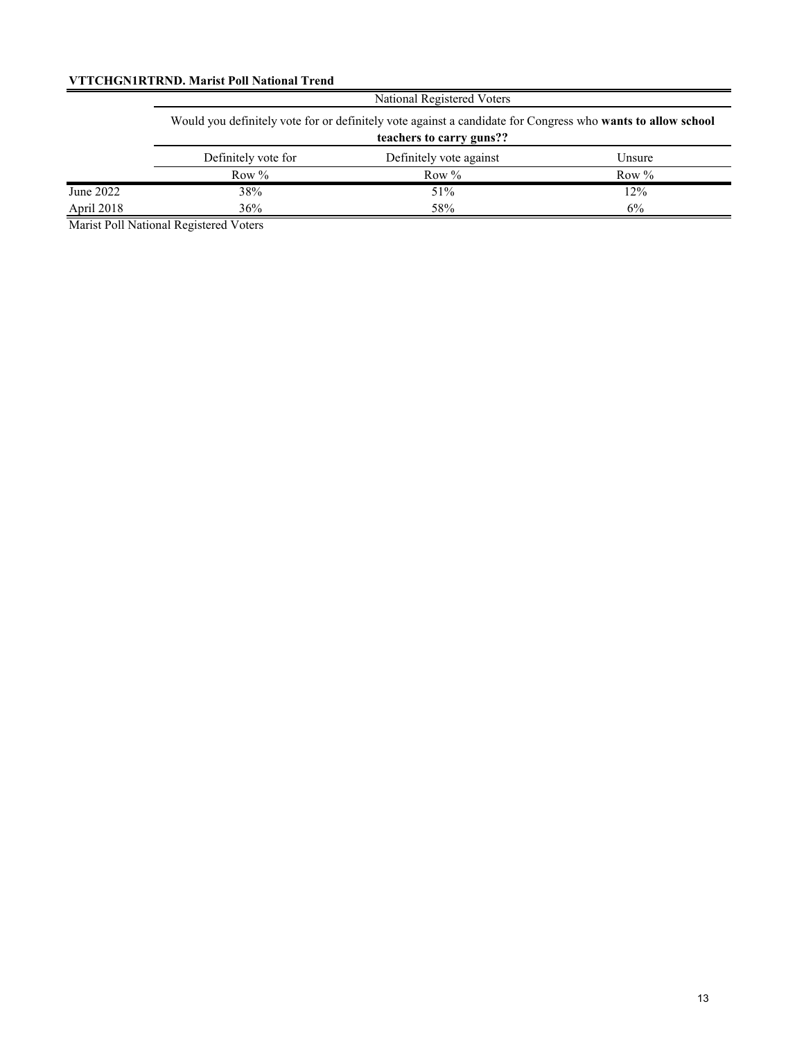**VTTCHGN1RTRND. Marist Poll National Trend**

| | National Registered Voters | | |
|---|---|---|---|
| | Would you definitely vote for or definitely vote against a candidate for Congress who **wants to allow school teachers to carry guns??** | | |
| | Definitely vote for | Definitely vote against | Unsure |
| | Row % | Row % | Row % |
| June 2022 | 38% | 51% | 12% |
| April 2018 | 36% | 58% | 6% |

Marist Poll National Registered Voters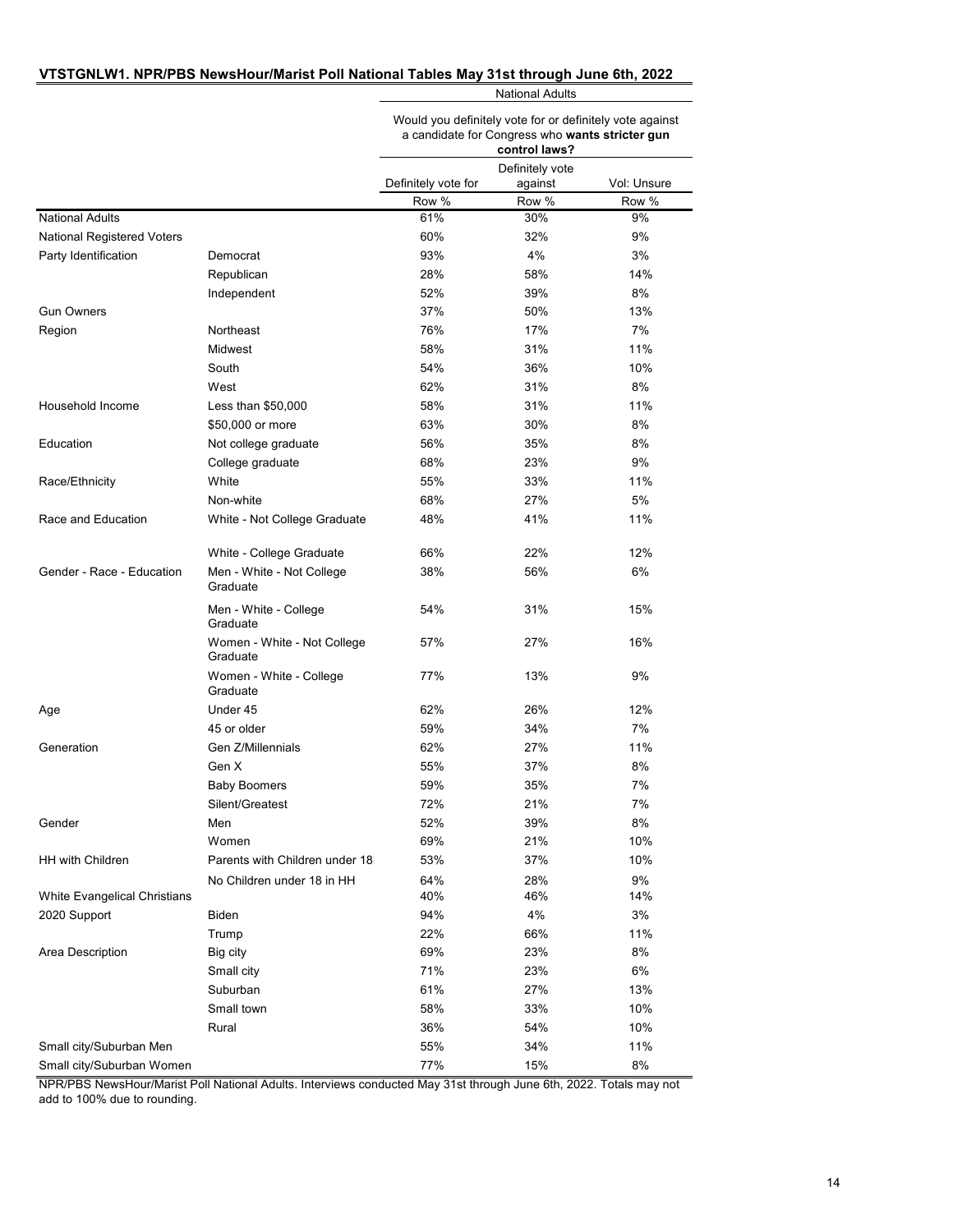## VTSTGNLW1. NPR/PBS NewsHour/Marist Poll National Tables May 31st through June 6th, 2022

| | | National Adults | | |
|---|---|---|---|---|
| | | Would you definitely vote for or definitely vote against a candidate for Congress who **wants stricter gun control laws?** | | |
| | | Definitely vote for | Definitely vote against | Vol: Unsure |
| | | Row % | Row % | Row % |
| National Adults | | 61% | 30% | 9% |
| National Registered Voters | | 60% | 32% | 9% |
| Party Identification | Democrat | 93% | 4% | 3% |
| | Republican | 28% | 58% | 14% |
| | Independent | 52% | 39% | 8% |
| Gun Owners | | 37% | 50% | 13% |
| Region | Northeast | 76% | 17% | 7% |
| | Midwest | 58% | 31% | 11% |
| | South | 54% | 36% | 10% |
| | West | 62% | 31% | 8% |
| Household Income | Less than $50,000 | 58% | 31% | 11% |
| | $50,000 or more | 63% | 30% | 8% |
| Education | Not college graduate | 56% | 35% | 8% |
| | College graduate | 68% | 23% | 9% |
| Race/Ethnicity | White | 55% | 33% | 11% |
| | Non-white | 68% | 27% | 5% |
| Race and Education | White - Not College Graduate | 48% | 41% | 11% |
| | White - College Graduate | 66% | 22% | 12% |
| Gender - Race - Education | Men - White - Not College Graduate | 38% | 56% | 6% |
| | Men - White - College Graduate | 54% | 31% | 15% |
| | Women - White - Not College Graduate | 57% | 27% | 16% |
| | Women - White - College Graduate | 77% | 13% | 9% |
| Age | Under 45 | 62% | 26% | 12% |
| | 45 or older | 59% | 34% | 7% |
| Generation | Gen Z/Millennials | 62% | 27% | 11% |
| | Gen X | 55% | 37% | 8% |
| | Baby Boomers | 59% | 35% | 7% |
| | Silent/Greatest | 72% | 21% | 7% |
| Gender | Men | 52% | 39% | 8% |
| | Women | 69% | 21% | 10% |
| HH with Children | Parents with Children under 18 | 53% | 37% | 10% |
| | No Children under 18 in HH | 64% | 28% | 9% |
| White Evangelical Christians | | 40% | 46% | 14% |
| 2020 Support | Biden | 94% | 4% | 3% |
| | Trump | 22% | 66% | 11% |
| Area Description | Big city | 69% | 23% | 8% |
| | Small city | 71% | 23% | 6% |
| | Suburban | 61% | 27% | 13% |
| | Small town | 58% | 33% | 10% |
| | Rural | 36% | 54% | 10% |
| Small city/Suburban Men | | 55% | 34% | 11% |
| Small city/Suburban Women | | 77% | 15% | 8% |

NPR/PBS NewsHour/Marist Poll National Adults. Interviews conducted May 31st through June 6th, 2022. Totals may not add to 100% due to rounding.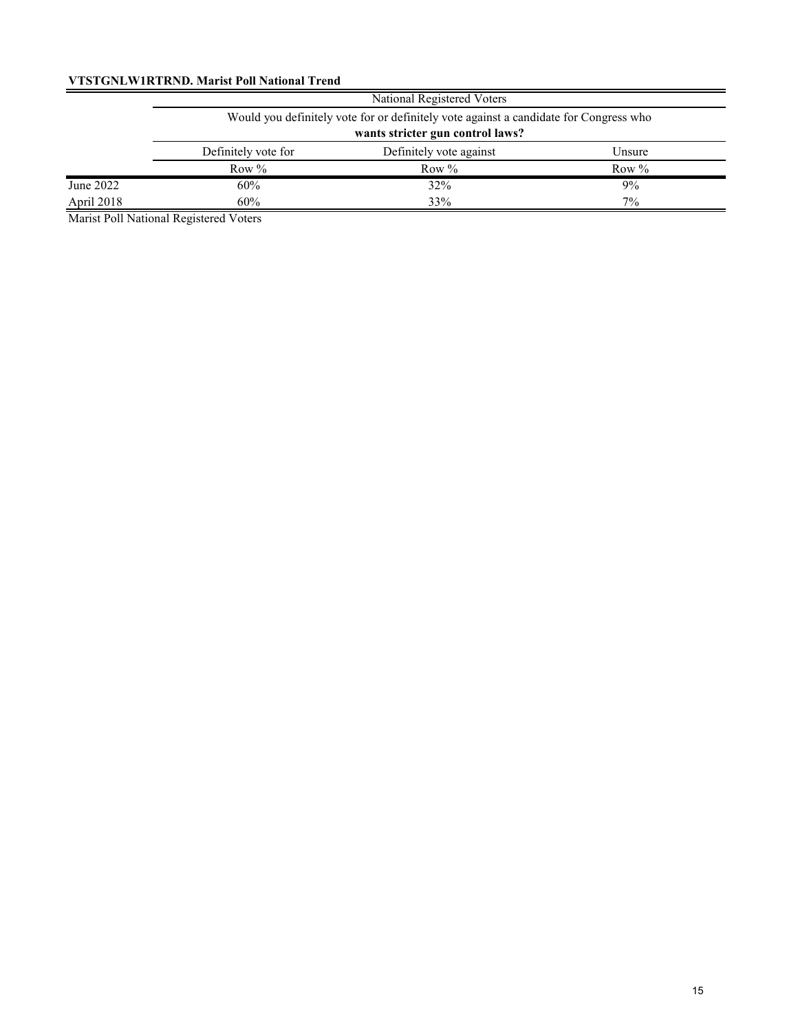**VTSTGNLW1RTRND. Marist Poll National Trend**

| | National Registered Voters | | |
|---|---|---|---|
| | Would you definitely vote for or definitely vote against a candidate for Congress who **wants stricter gun control laws?** | | |
| | Definitely vote for | Definitely vote against | Unsure |
| | Row % | Row % | Row % |
| June 2022 | 60% | 32% | 9% |
| April 2018 | 60% | 33% | 7% |

Marist Poll National Registered Voters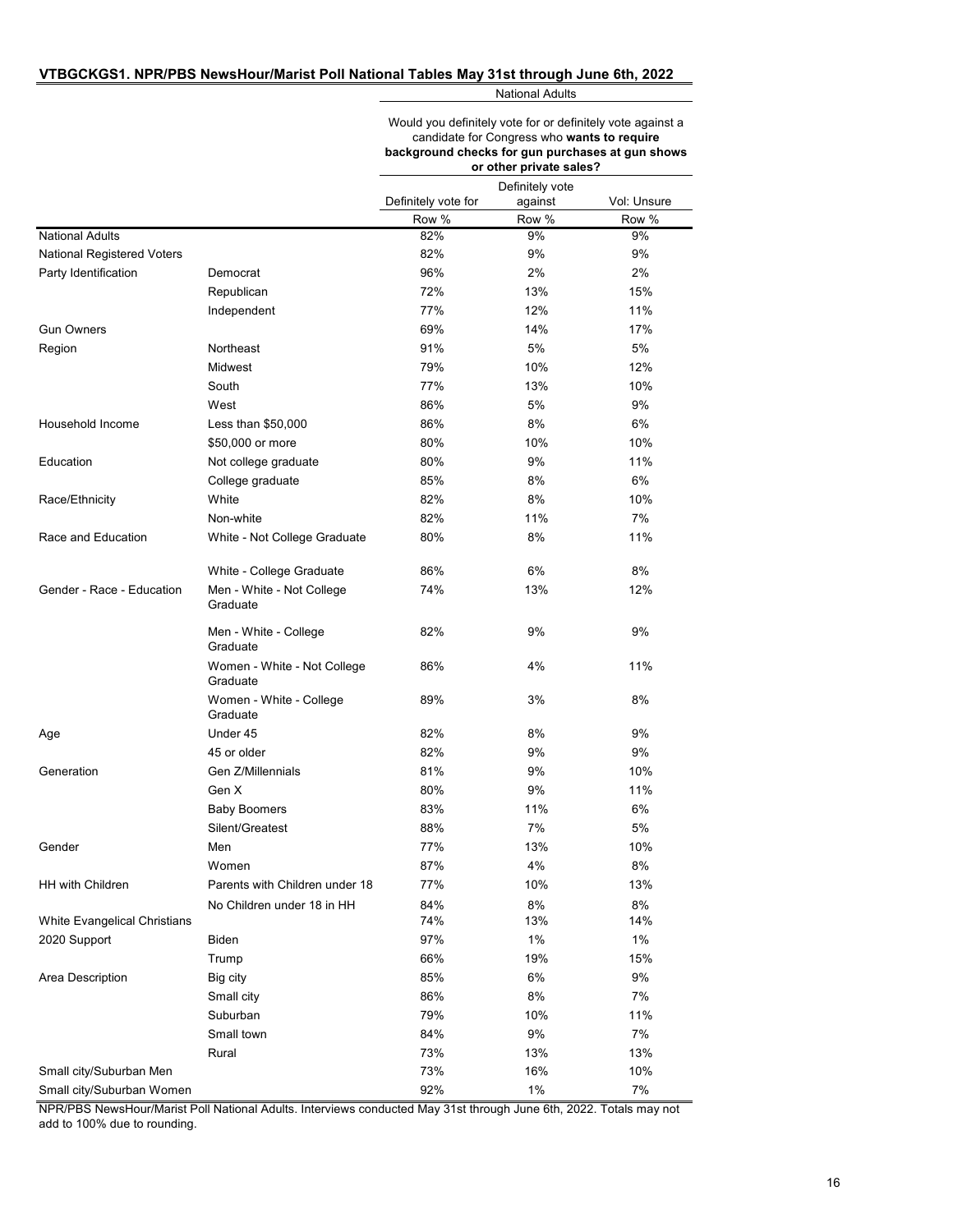## VTBGCKGS1. NPR/PBS NewsHour/Marist Poll National Tables May 31st through June 6th, 2022

| | | National Adults | | |
|---|---|---|---|---|
| | | Would you definitely vote for or definitely vote against a candidate for Congress who **wants to require background checks for gun purchases at gun shows or other private sales?** | | |
| | | Definitely vote for | Definitely vote against | Vol: Unsure |
| | | Row % | Row % | Row % |
| National Adults | | 82% | 9% | 9% |
| National Registered Voters | | 82% | 9% | 9% |
| Party Identification | Democrat | 96% | 2% | 2% |
| | Republican | 72% | 13% | 15% |
| | Independent | 77% | 12% | 11% |
| Gun Owners | | 69% | 14% | 17% |
| Region | Northeast | 91% | 5% | 5% |
| | Midwest | 79% | 10% | 12% |
| | South | 77% | 13% | 10% |
| | West | 86% | 5% | 9% |
| Household Income | Less than $50,000 | 86% | 8% | 6% |
| | $50,000 or more | 80% | 10% | 10% |
| Education | Not college graduate | 80% | 9% | 11% |
| | College graduate | 85% | 8% | 6% |
| Race/Ethnicity | White | 82% | 8% | 10% |
| | Non-white | 82% | 11% | 7% |
| Race and Education | White - Not College Graduate | 80% | 8% | 11% |
| | White - College Graduate | 86% | 6% | 8% |
| Gender - Race - Education | Men - White - Not College Graduate | 74% | 13% | 12% |
| | Men - White - College Graduate | 82% | 9% | 9% |
| | Women - White - Not College Graduate | 86% | 4% | 11% |
| | Women - White - College Graduate | 89% | 3% | 8% |
| Age | Under 45 | 82% | 8% | 9% |
| | 45 or older | 82% | 9% | 9% |
| Generation | Gen Z/Millennials | 81% | 9% | 10% |
| | Gen X | 80% | 9% | 11% |
| | Baby Boomers | 83% | 11% | 6% |
| | Silent/Greatest | 88% | 7% | 5% |
| Gender | Men | 77% | 13% | 10% |
| | Women | 87% | 4% | 8% |
| HH with Children | Parents with Children under 18 | 77% | 10% | 13% |
| | No Children under 18 in HH | 84% | 8% | 8% |
| White Evangelical Christians | | 74% | 13% | 14% |
| 2020 Support | Biden | 97% | 1% | 1% |
| | Trump | 66% | 19% | 15% |
| Area Description | Big city | 85% | 6% | 9% |
| | Small city | 86% | 8% | 7% |
| | Suburban | 79% | 10% | 11% |
| | Small town | 84% | 9% | 7% |
| | Rural | 73% | 13% | 13% |
| Small city/Suburban Men | | 73% | 16% | 10% |
| Small city/Suburban Women | | 92% | 1% | 7% |

NPR/PBS NewsHour/Marist Poll National Adults. Interviews conducted May 31st through June 6th, 2022. Totals may not add to 100% due to rounding.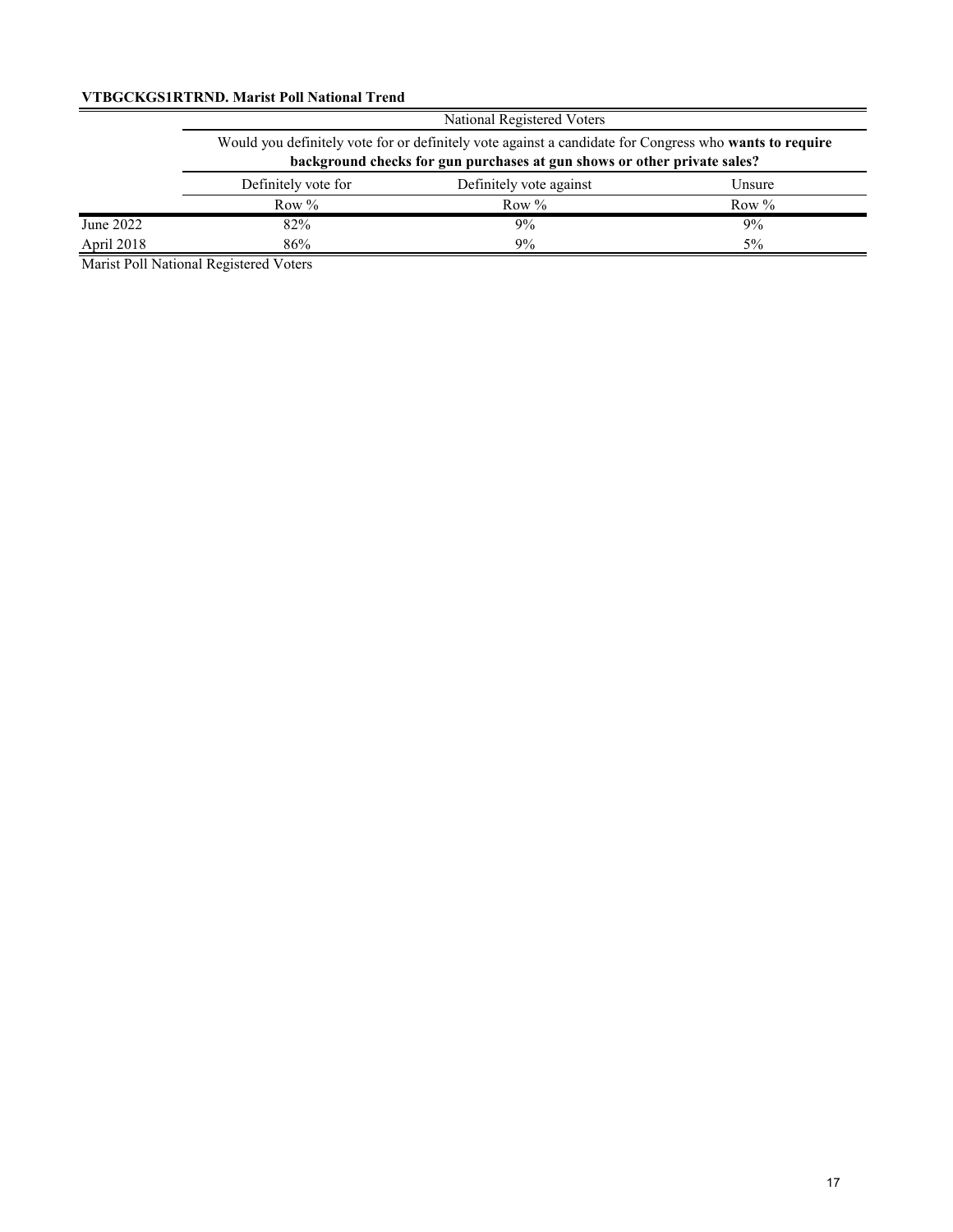**VTBGCKGS1RTRND. Marist Poll National Trend**

| | National Registered Voters | | |
|---|---|---|---|
| | Would you definitely vote for or definitely vote against a candidate for Congress who **wants to require background checks for gun purchases at gun shows or other private sales?** | | |
| | Definitely vote for | Definitely vote against | Unsure |
| | Row % | Row % | Row % |
| June 2022 | 82% | 9% | 9% |
| April 2018 | 86% | 9% | 5% |

Marist Poll National Registered Voters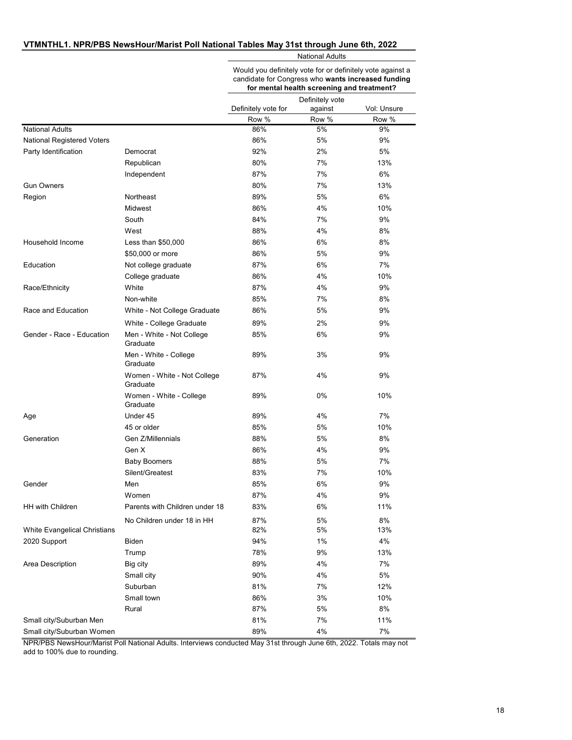## VTMNTHL1. NPR/PBS NewsHour/Marist Poll National Tables May 31st through June 6th, 2022

| | | National Adults | | |
|---|---|---|---|---|
| | | Would you definitely vote for or definitely vote against a candidate for Congress who **wants increased funding for mental health screening and treatment?** | | |
| | | Definitely vote for | Definitely vote against | Vol: Unsure |
| | | Row % | Row % | Row % |
| National Adults | | 86% | 5% | 9% |
| National Registered Voters | | 86% | 5% | 9% |
| Party Identification | Democrat | 92% | 2% | 5% |
| | Republican | 80% | 7% | 13% |
| | Independent | 87% | 7% | 6% |
| Gun Owners | | 80% | 7% | 13% |
| Region | Northeast | 89% | 5% | 6% |
| | Midwest | 86% | 4% | 10% |
| | South | 84% | 7% | 9% |
| | West | 88% | 4% | 8% |
| Household Income | Less than $50,000 | 86% | 6% | 8% |
| | $50,000 or more | 86% | 5% | 9% |
| Education | Not college graduate | 87% | 6% | 7% |
| | College graduate | 86% | 4% | 10% |
| Race/Ethnicity | White | 87% | 4% | 9% |
| | Non-white | 85% | 7% | 8% |
| Race and Education | White - Not College Graduate | 86% | 5% | 9% |
| | White - College Graduate | 89% | 2% | 9% |
| Gender - Race - Education | Men - White - Not College Graduate | 85% | 6% | 9% |
| | Men - White - College Graduate | 89% | 3% | 9% |
| | Women - White - Not College Graduate | 87% | 4% | 9% |
| | Women - White - College Graduate | 89% | 0% | 10% |
| Age | Under 45 | 89% | 4% | 7% |
| | 45 or older | 85% | 5% | 10% |
| Generation | Gen Z/Millennials | 88% | 5% | 8% |
| | Gen X | 86% | 4% | 9% |
| | Baby Boomers | 88% | 5% | 7% |
| | Silent/Greatest | 83% | 7% | 10% |
| Gender | Men | 85% | 6% | 9% |
| | Women | 87% | 4% | 9% |
| HH with Children | Parents with Children under 18 | 83% | 6% | 11% |
| | No Children under 18 in HH | 87% | 5% | 8% |
| White Evangelical Christians | | 82% | 5% | 13% |
| 2020 Support | Biden | 94% | 1% | 4% |
| | Trump | 78% | 9% | 13% |
| Area Description | Big city | 89% | 4% | 7% |
| | Small city | 90% | 4% | 5% |
| | Suburban | 81% | 7% | 12% |
| | Small town | 86% | 3% | 10% |
| | Rural | 87% | 5% | 8% |
| Small city/Suburban Men | | 81% | 7% | 11% |
| Small city/Suburban Women | | 89% | 4% | 7% |

NPR/PBS NewsHour/Marist Poll National Adults. Interviews conducted May 31st through June 6th, 2022. Totals may not add to 100% due to rounding.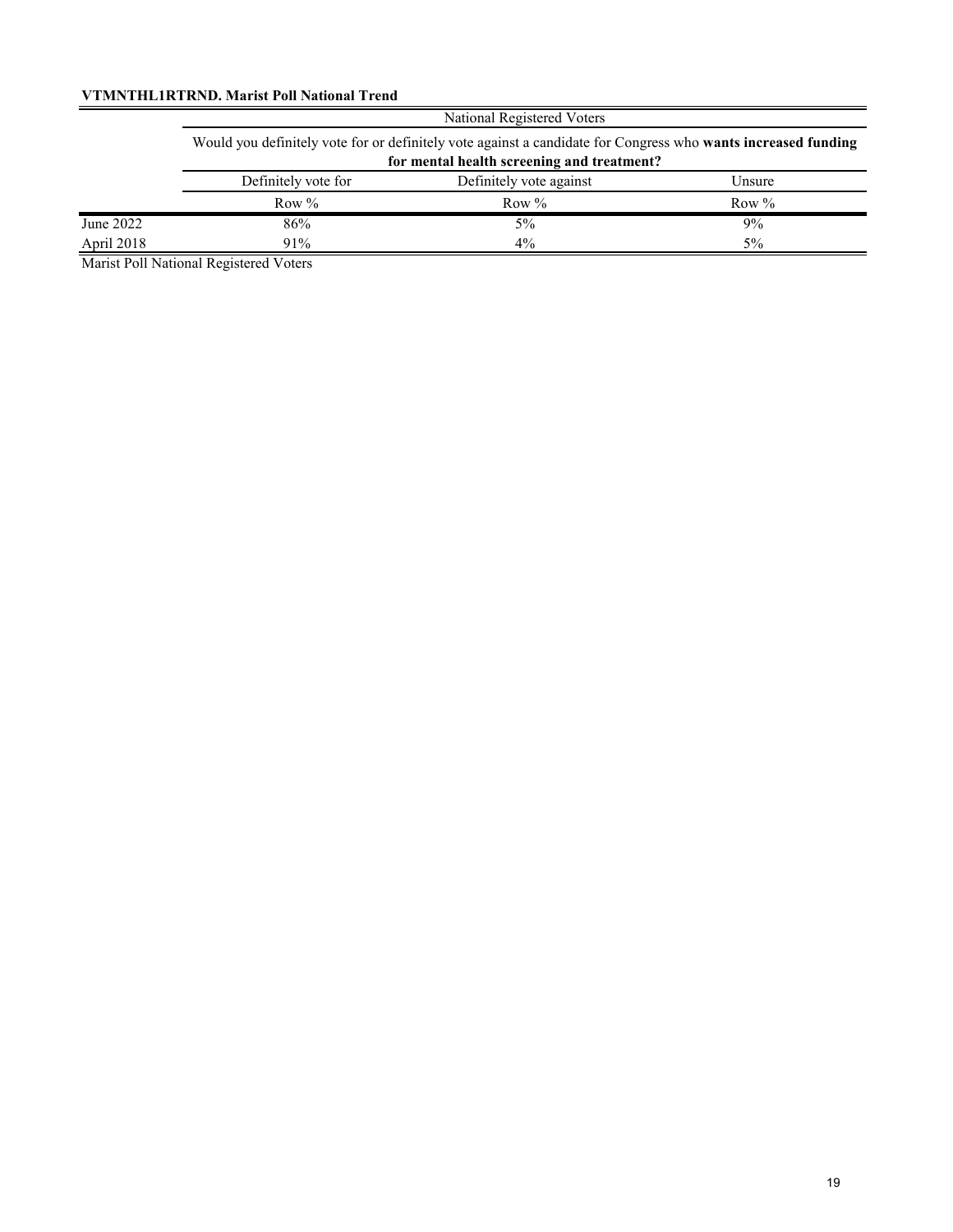**VTMNTHL1RTRND. Marist Poll National Trend**

| | National Registered Voters | | |
|---|---|---|---|
| | Would you definitely vote for or definitely vote against a candidate for Congress who **wants increased funding for mental health screening and treatment?** | | |
| | Definitely vote for | Definitely vote against | Unsure |
| | Row % | Row % | Row % |
| June 2022 | 86% | 5% | 9% |
| April 2018 | 91% | 4% | 5% |

Marist Poll National Registered Voters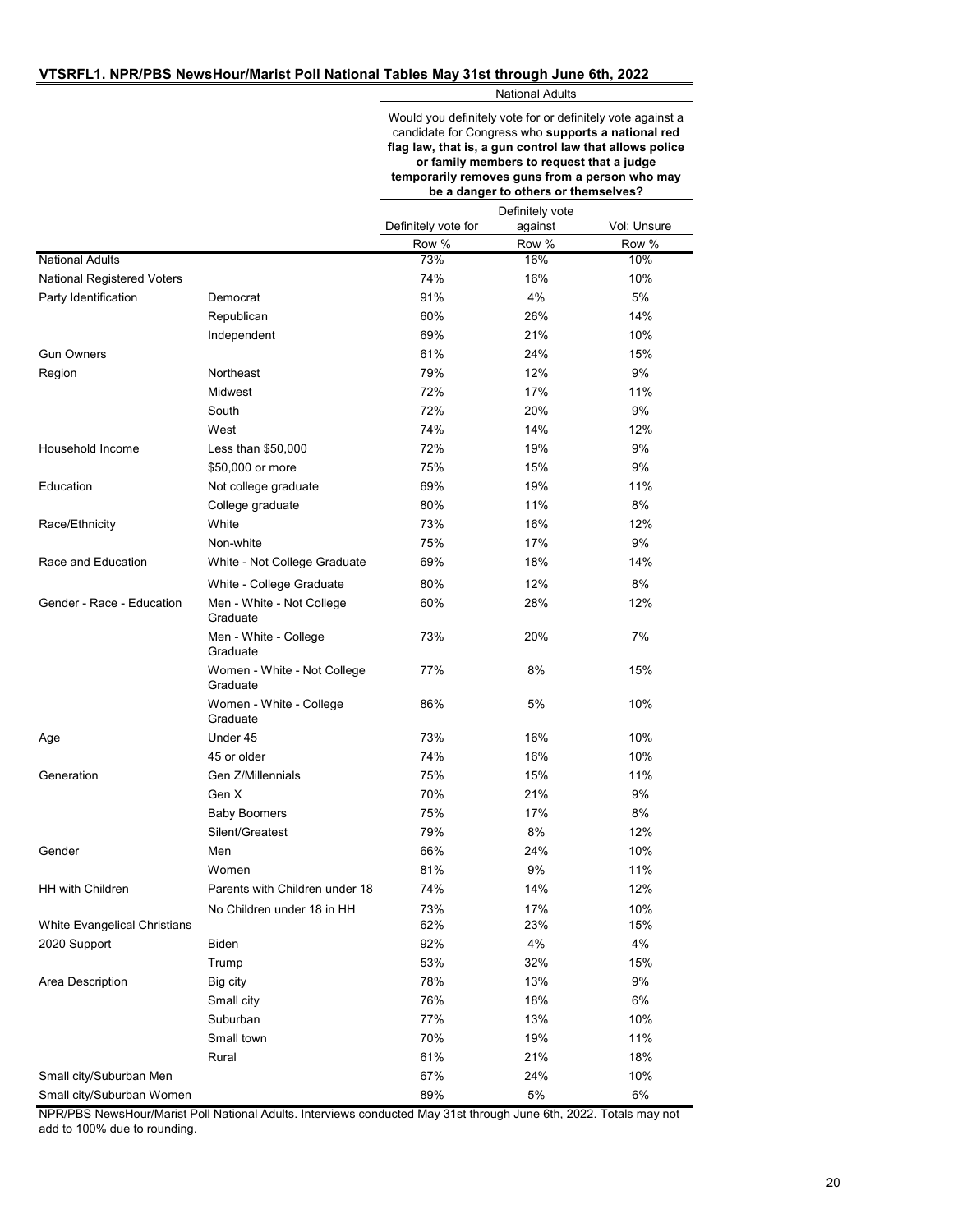**VTSRFL1. NPR/PBS NewsHour/Marist Poll National Tables May 31st through June 6th, 2022**

| | | National Adults | | |
|---|---|---|---|---|
| | | Would you definitely vote for or definitely vote against a candidate for Congress who **supports a national red flag law, that is, a gun control law that allows police or family members to request that a judge temporarily removes guns from a person who may be a danger to others or themselves?** | | |
| | | Definitely vote for | Definitely vote against | Vol: Unsure |
| | | Row % | Row % | Row % |
| National Adults | | 73% | 16% | 10% |
| National Registered Voters | | 74% | 16% | 10% |
| Party Identification | Democrat | 91% | 4% | 5% |
| | Republican | 60% | 26% | 14% |
| | Independent | 69% | 21% | 10% |
| Gun Owners | | 61% | 24% | 15% |
| Region | Northeast | 79% | 12% | 9% |
| | Midwest | 72% | 17% | 11% |
| | South | 72% | 20% | 9% |
| | West | 74% | 14% | 12% |
| Household Income | Less than $50,000 | 72% | 19% | 9% |
| | $50,000 or more | 75% | 15% | 9% |
| Education | Not college graduate | 69% | 19% | 11% |
| | College graduate | 80% | 11% | 8% |
| Race/Ethnicity | White | 73% | 16% | 12% |
| | Non-white | 75% | 17% | 9% |
| Race and Education | White - Not College Graduate | 69% | 18% | 14% |
| | White - College Graduate | 80% | 12% | 8% |
| Gender - Race - Education | Men - White - Not College Graduate | 60% | 28% | 12% |
| | Men - White - College Graduate | 73% | 20% | 7% |
| | Women - White - Not College Graduate | 77% | 8% | 15% |
| | Women - White - College Graduate | 86% | 5% | 10% |
| Age | Under 45 | 73% | 16% | 10% |
| | 45 or older | 74% | 16% | 10% |
| Generation | Gen Z/Millennials | 75% | 15% | 11% |
| | Gen X | 70% | 21% | 9% |
| | Baby Boomers | 75% | 17% | 8% |
| | Silent/Greatest | 79% | 8% | 12% |
| Gender | Men | 66% | 24% | 10% |
| | Women | 81% | 9% | 11% |
| HH with Children | Parents with Children under 18 | 74% | 14% | 12% |
| | No Children under 18 in HH | 73% | 17% | 10% |
| White Evangelical Christians | | 62% | 23% | 15% |
| 2020 Support | Biden | 92% | 4% | 4% |
| | Trump | 53% | 32% | 15% |
| Area Description | Big city | 78% | 13% | 9% |
| | Small city | 76% | 18% | 6% |
| | Suburban | 77% | 13% | 10% |
| | Small town | 70% | 19% | 11% |
| | Rural | 61% | 21% | 18% |
| Small city/Suburban Men | | 67% | 24% | 10% |
| Small city/Suburban Women | | 89% | 5% | 6% |

NPR/PBS NewsHour/Marist Poll National Adults. Interviews conducted May 31st through June 6th, 2022. Totals may not add to 100% due to rounding.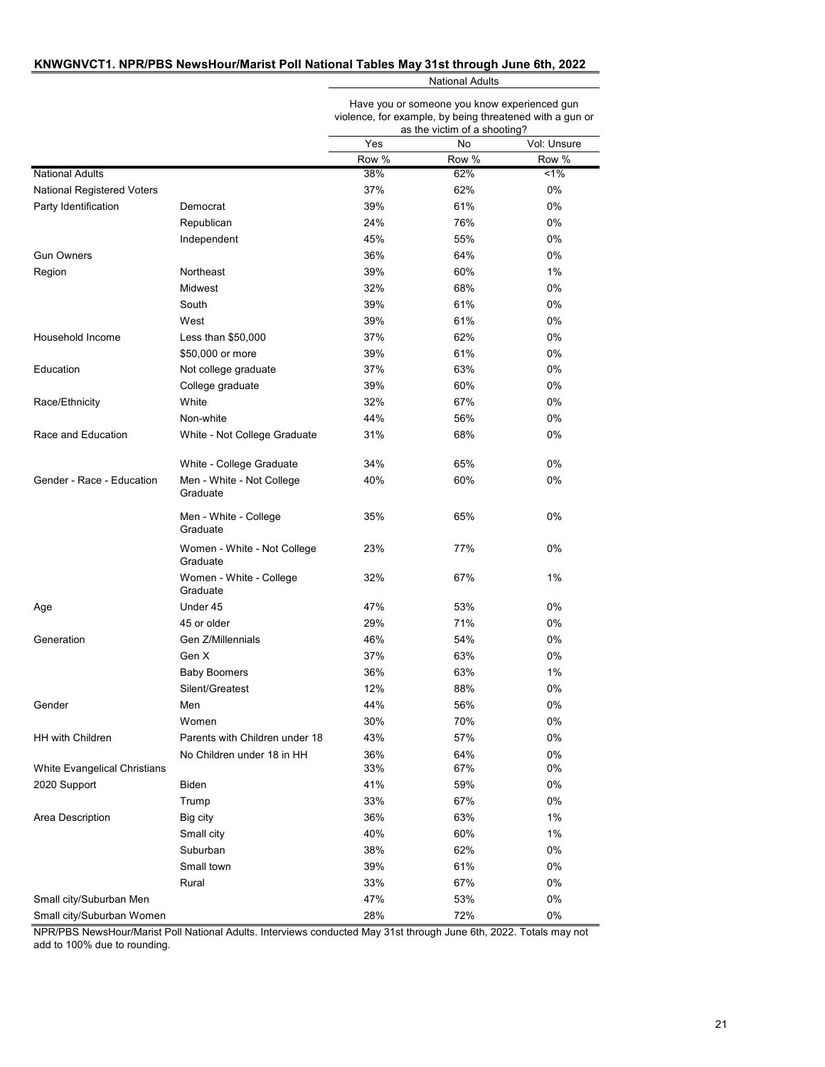**KNWGNVCT1. NPR/PBS NewsHour/Marist Poll National Tables May 31st through June 6th, 2022**

| | | National Adults | | |
|---|---|---|---|---|
| | | Have you or someone you know experienced gun violence, for example, by being threatened with a gun or as the victim of a shooting? | | |
| | | Yes | No | Vol: Unsure |
| | | Row % | Row % | Row % |
| National Adults | | 38% | 62% | <1% |
| National Registered Voters | | 37% | 62% | 0% |
| Party Identification | Democrat | 39% | 61% | 0% |
| | Republican | 24% | 76% | 0% |
| | Independent | 45% | 55% | 0% |
| Gun Owners | | 36% | 64% | 0% |
| Region | Northeast | 39% | 60% | 1% |
| | Midwest | 32% | 68% | 0% |
| | South | 39% | 61% | 0% |
| | West | 39% | 61% | 0% |
| Household Income | Less than $50,000 | 37% | 62% | 0% |
| | $50,000 or more | 39% | 61% | 0% |
| Education | Not college graduate | 37% | 63% | 0% |
| | College graduate | 39% | 60% | 0% |
| Race/Ethnicity | White | 32% | 67% | 0% |
| | Non-white | 44% | 56% | 0% |
| Race and Education | White - Not College Graduate | 31% | 68% | 0% |
| | White - College Graduate | 34% | 65% | 0% |
| Gender - Race - Education | Men - White - Not College Graduate | 40% | 60% | 0% |
| | Men - White - College Graduate | 35% | 65% | 0% |
| | Women - White - Not College Graduate | 23% | 77% | 0% |
| | Women - White - College Graduate | 32% | 67% | 1% |
| Age | Under 45 | 47% | 53% | 0% |
| | 45 or older | 29% | 71% | 0% |
| Generation | Gen Z/Millennials | 46% | 54% | 0% |
| | Gen X | 37% | 63% | 0% |
| | Baby Boomers | 36% | 63% | 1% |
| | Silent/Greatest | 12% | 88% | 0% |
| Gender | Men | 44% | 56% | 0% |
| | Women | 30% | 70% | 0% |
| HH with Children | Parents with Children under 18 | 43% | 57% | 0% |
| | No Children under 18 in HH | 36% | 64% | 0% |
| White Evangelical Christians | | 33% | 67% | 0% |
| 2020 Support | Biden | 41% | 59% | 0% |
| | Trump | 33% | 67% | 0% |
| Area Description | Big city | 36% | 63% | 1% |
| | Small city | 40% | 60% | 1% |
| | Suburban | 38% | 62% | 0% |
| | Small town | 39% | 61% | 0% |
| | Rural | 33% | 67% | 0% |
| Small city/Suburban Men | | 47% | 53% | 0% |
| Small city/Suburban Women | | 28% | 72% | 0% |

NPR/PBS NewsHour/Marist Poll National Adults. Interviews conducted May 31st through June 6th, 2022. Totals may not add to 100% due to rounding.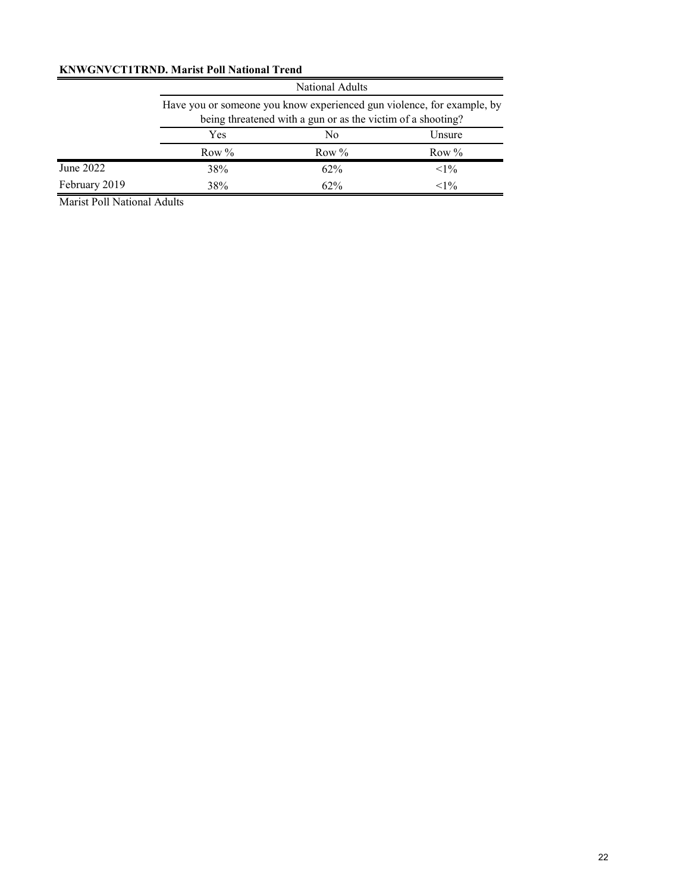**KNWGNVCT1TRND. Marist Poll National Trend**

| | National Adults | | |
|---|---|---|---|
| | Have you or someone you know experienced gun violence, for example, by being threatened with a gun or as the victim of a shooting? | | |
| | Yes | No | Unsure |
| | Row % | Row % | Row % |
| June 2022 | 38% | 62% | <1% |
| February 2019 | 38% | 62% | <1% |

Marist Poll National Adults